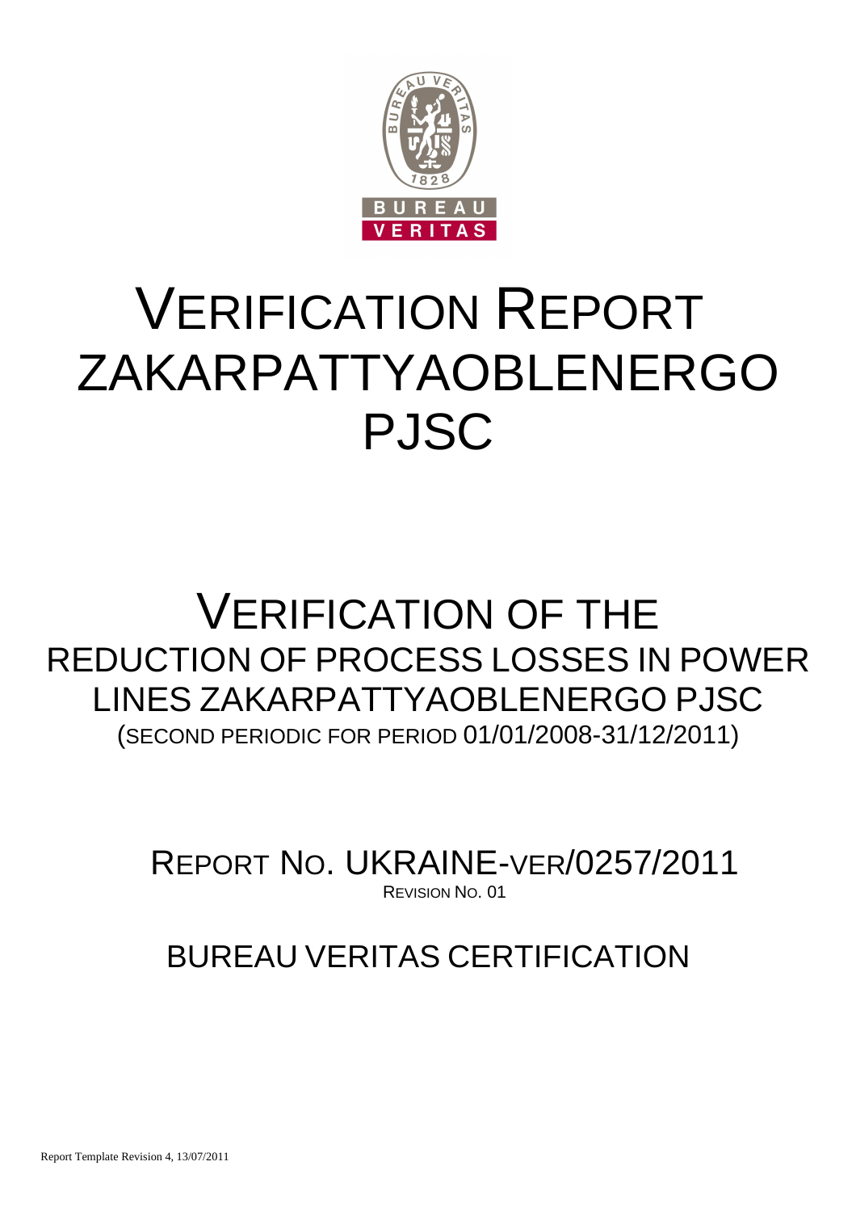# VERIFICATION REPORT ZAKARPATTYAOBLENERGO PJSC

## VERIFICATION OF THE REDUCTION OF PROCESS LOSSES IN POWER LINES ZAKARPATTYAOBLENERGO PJSC

(SECOND PERIODIC FOR PERIOD 01/01/2008-31/12/2011)

REPORT NO. UKRAINE-VER/0257/2011

REVISION NO. 01

BUREAU VERITAS CERTIFICATION

Report Template Revision 4, 13/07/2011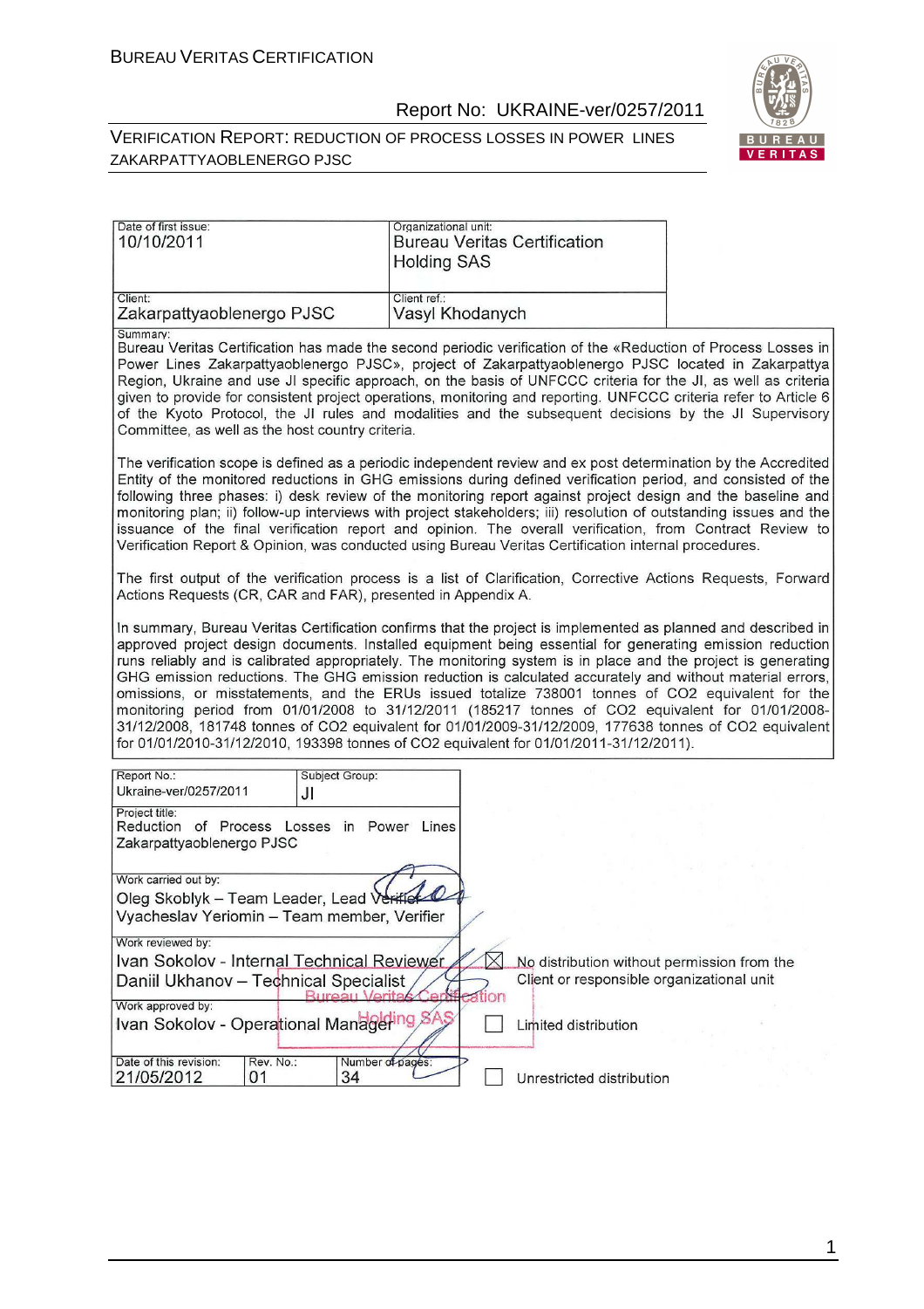| Date of first issue: 10/10/2011 | Organizational unit: Bureau Veritas Certification Holding SAS |
| --- | --- |
| Client: Zakarpattyaoblenergo PJSC | Client ref.: Vasyl Khodanych |

Summary:

Bureau Veritas Certification has made the second periodic verification of the «Reduction of Process Losses in Power Lines Zakarpattyaoblenergo PJSC», project of Zakarpattyaoblenergo PJSC located in Zakarpattya Region, Ukraine and use JI specific approach, on the basis of UNFCCC criteria for the JI, as well as criteria given to provide for consistent project operations, monitoring and reporting. UNFCCC criteria refer to Article 6 of the Kyoto Protocol, the JI rules and modalities and the subsequent decisions by the JI Supervisory Committee, as well as the host country criteria.

The verification scope is defined as a periodic independent review and ex post determination by the Accredited Entity of the monitored reductions in GHG emissions during defined verification period, and consisted of the following three phases: i) desk review of the monitoring report against project design and the baseline and monitoring plan; ii) follow-up interviews with project stakeholders; iii) resolution of outstanding issues and the issuance of the final verification report and opinion. The overall verification, from Contract Review to Verification Report & Opinion, was conducted using Bureau Veritas Certification internal procedures.

The first output of the verification process is a list of Clarification, Corrective Actions Requests, Forward Actions Requests (CR, CAR and FAR), presented in Appendix A.

In summary, Bureau Veritas Certification confirms that the project is implemented as planned and described in approved project design documents. Installed equipment being essential for generating emission reduction runs reliably and is calibrated appropriately. The monitoring system is in place and the project is generating GHG emission reductions. The GHG emission reduction is calculated accurately and without material errors, omissions, or misstatements, and the ERUs issued totalize 738001 tonnes of CO2 equivalent for the monitoring period from 01/01/2008 to 31/12/2011 (185217 tonnes of CO2 equivalent for 01/01/2008-31/12/2008, 181748 tonnes of CO2 equivalent for 01/01/2009-31/12/2009, 177638 tonnes of CO2 equivalent for 01/01/2010-31/12/2010, 193398 tonnes of CO2 equivalent for 01/01/2011-31/12/2011).

| Report No.: Ukraine-ver/0257/2011 | Subject Group: JI | |
| --- | --- | --- |

Project title:
Reduction of Process Losses in Power Lines Zakarpattyaoblenergo PJSC

Work carried out by:
Oleg Skoblyk – Team Leader, Lead Verifier
Vyacheslav Yeriomin – Team member, Verifier

Work reviewed by:
Ivan Sokolov - Internal Technical Reviewer
Daniil Ukhanov – Technical Specialist

Work approved by:
Ivan Sokolov - Operational Manager

| Date of this revision: 21/05/2012 | Rev. No.: 01 | Number of pages: 34 |
| --- | --- | --- |

- [x] No distribution without permission from the Client or responsible organizational unit
- [ ] Limited distribution
- [ ] Unrestricted distribution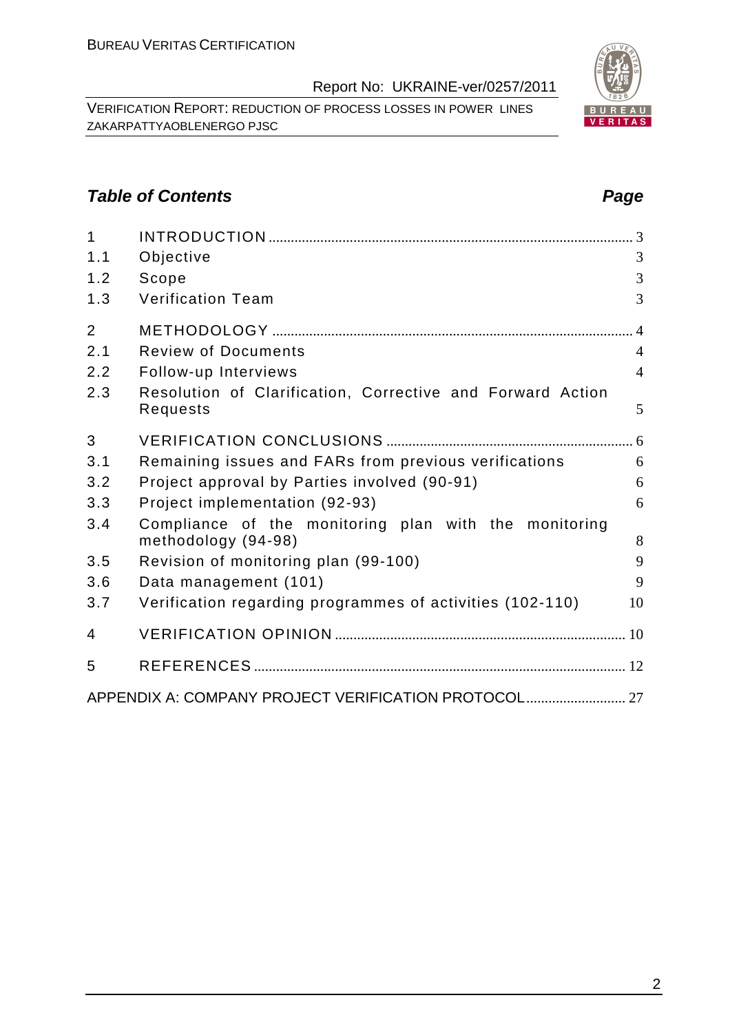## *Table of Contents* *Page*

| | | |
|---|---|---|
| 1 | INTRODUCTION | 3 |
| 1.1 | Objective | 3 |
| 1.2 | Scope | 3 |
| 1.3 | Verification Team | 3 |
| 2 | METHODOLOGY | 4 |
| 2.1 | Review of Documents | 4 |
| 2.2 | Follow-up Interviews | 4 |
| 2.3 | Resolution of Clarification, Corrective and Forward Action Requests | 5 |
| 3 | VERIFICATION CONCLUSIONS | 6 |
| 3.1 | Remaining issues and FARs from previous verifications | 6 |
| 3.2 | Project approval by Parties involved (90-91) | 6 |
| 3.3 | Project implementation (92-93) | 6 |
| 3.4 | Compliance of the monitoring plan with the monitoring methodology (94-98) | 8 |
| 3.5 | Revision of monitoring plan (99-100) | 9 |
| 3.6 | Data management (101) | 9 |
| 3.7 | Verification regarding programmes of activities (102-110) | 10 |
| 4 | VERIFICATION OPINION | 10 |
| 5 | REFERENCES | 12 |
| | APPENDIX A: COMPANY PROJECT VERIFICATION PROTOCOL | 27 |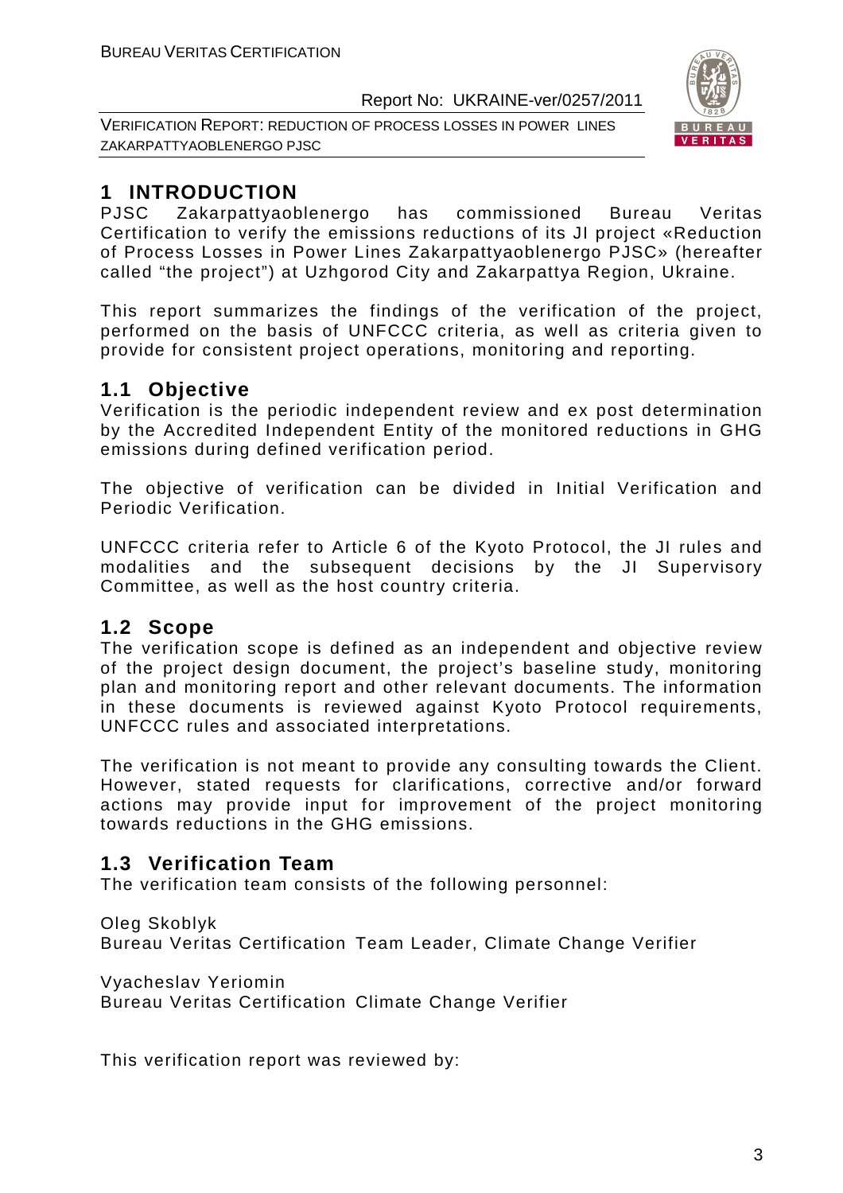# 1 INTRODUCTION

PJSC Zakarpattyaoblenergo has commissioned Bureau Veritas Certification to verify the emissions reductions of its JI project «Reduction of Process Losses in Power Lines Zakarpattyaoblenergo PJSC» (hereafter called "the project") at Uzhgorod City and Zakarpattya Region, Ukraine.

This report summarizes the findings of the verification of the project, performed on the basis of UNFCCC criteria, as well as criteria given to provide for consistent project operations, monitoring and reporting.

## 1.1 Objective

Verification is the periodic independent review and ex post determination by the Accredited Independent Entity of the monitored reductions in GHG emissions during defined verification period.

The objective of verification can be divided in Initial Verification and Periodic Verification.

UNFCCC criteria refer to Article 6 of the Kyoto Protocol, the JI rules and modalities and the subsequent decisions by the JI Supervisory Committee, as well as the host country criteria.

## 1.2 Scope

The verification scope is defined as an independent and objective review of the project design document, the project's baseline study, monitoring plan and monitoring report and other relevant documents. The information in these documents is reviewed against Kyoto Protocol requirements, UNFCCC rules and associated interpretations.

The verification is not meant to provide any consulting towards the Client. However, stated requests for clarifications, corrective and/or forward actions may provide input for improvement of the project monitoring towards reductions in the GHG emissions.

## 1.3 Verification Team

The verification team consists of the following personnel:

Oleg Skoblyk
Bureau Veritas Certification Team Leader, Climate Change Verifier

Vyacheslav Yeriomin
Bureau Veritas Certification Climate Change Verifier

This verification report was reviewed by: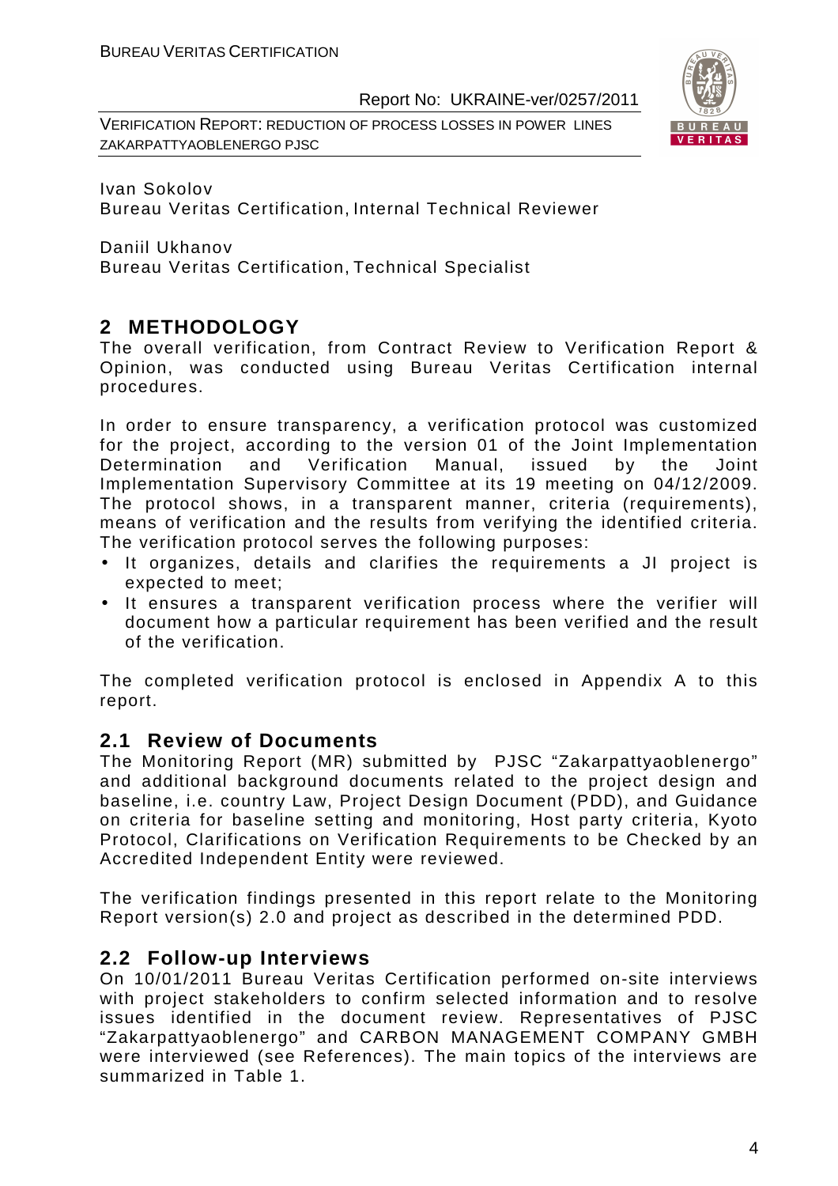Ivan Sokolov
Bureau Veritas Certification, Internal Technical Reviewer

Daniil Ukhanov
Bureau Veritas Certification, Technical Specialist

## 2 METHODOLOGY

The overall verification, from Contract Review to Verification Report & Opinion, was conducted using Bureau Veritas Certification internal procedures.

In order to ensure transparency, a verification protocol was customized for the project, according to the version 01 of the Joint Implementation Determination and Verification Manual, issued by the Joint Implementation Supervisory Committee at its 19 meeting on 04/12/2009. The protocol shows, in a transparent manner, criteria (requirements), means of verification and the results from verifying the identified criteria. The verification protocol serves the following purposes:

- It organizes, details and clarifies the requirements a JI project is expected to meet;
- It ensures a transparent verification process where the verifier will document how a particular requirement has been verified and the result of the verification.

The completed verification protocol is enclosed in Appendix A to this report.

### 2.1 Review of Documents

The Monitoring Report (MR) submitted by PJSC "Zakarpattyaoblenergo" and additional background documents related to the project design and baseline, i.e. country Law, Project Design Document (PDD), and Guidance on criteria for baseline setting and monitoring, Host party criteria, Kyoto Protocol, Clarifications on Verification Requirements to be Checked by an Accredited Independent Entity were reviewed.

The verification findings presented in this report relate to the Monitoring Report version(s) 2.0 and project as described in the determined PDD.

### 2.2 Follow-up Interviews

On 10/01/2011 Bureau Veritas Certification performed on-site interviews with project stakeholders to confirm selected information and to resolve issues identified in the document review. Representatives of PJSC "Zakarpattyaoblenergo" and CARBON MANAGEMENT COMPANY GMBH were interviewed (see References). The main topics of the interviews are summarized in Table 1.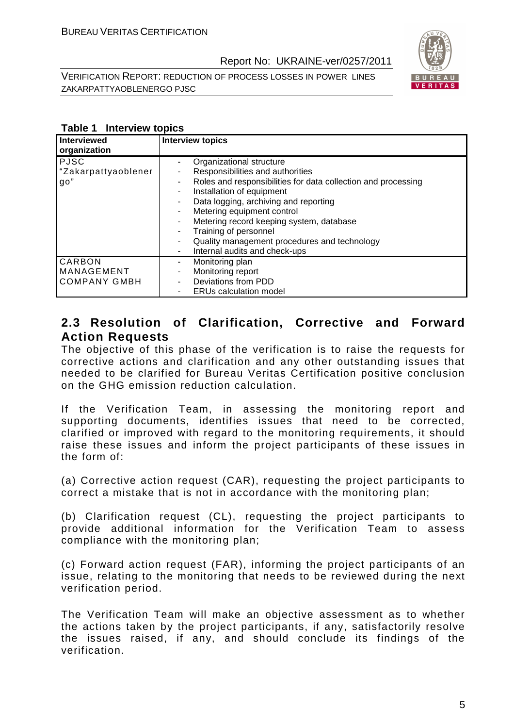**Table 1 Interview topics**

| Interviewed organization | Interview topics |
|---|---|
| PJSC "Zakarpattyaoblenergo" | - Organizational structure<br>- Responsibilities and authorities<br>- Roles and responsibilities for data collection and processing<br>- Installation of equipment<br>- Data logging, archiving and reporting<br>- Metering equipment control<br>- Metering record keeping system, database<br>- Training of personnel<br>- Quality management procedures and technology<br>- Internal audits and check-ups |
| CARBON MANAGEMENT COMPANY GMBH | - Monitoring plan<br>- Monitoring report<br>- Deviations from PDD<br>- ERUs calculation model |

## 2.3 Resolution of Clarification, Corrective and Forward Action Requests

The objective of this phase of the verification is to raise the requests for corrective actions and clarification and any other outstanding issues that needed to be clarified for Bureau Veritas Certification positive conclusion on the GHG emission reduction calculation.

If the Verification Team, in assessing the monitoring report and supporting documents, identifies issues that need to be corrected, clarified or improved with regard to the monitoring requirements, it should raise these issues and inform the project participants of these issues in the form of:

(a) Corrective action request (CAR), requesting the project participants to correct a mistake that is not in accordance with the monitoring plan;

(b) Clarification request (CL), requesting the project participants to provide additional information for the Verification Team to assess compliance with the monitoring plan;

(c) Forward action request (FAR), informing the project participants of an issue, relating to the monitoring that needs to be reviewed during the next verification period.

The Verification Team will make an objective assessment as to whether the actions taken by the project participants, if any, satisfactorily resolve the issues raised, if any, and should conclude its findings of the verification.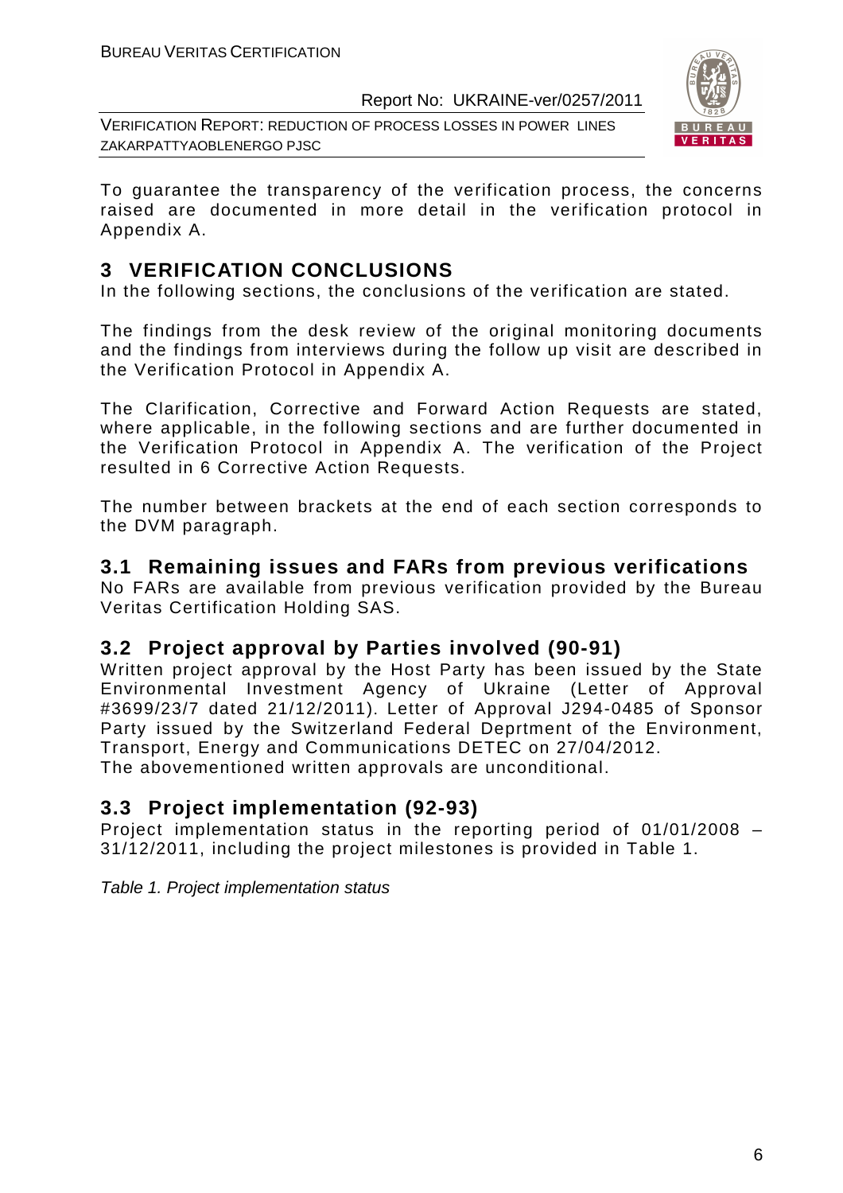To guarantee the transparency of the verification process, the concerns raised are documented in more detail in the verification protocol in Appendix A.

# 3 VERIFICATION CONCLUSIONS

In the following sections, the conclusions of the verification are stated.

The findings from the desk review of the original monitoring documents and the findings from interviews during the follow up visit are described in the Verification Protocol in Appendix A.

The Clarification, Corrective and Forward Action Requests are stated, where applicable, in the following sections and are further documented in the Verification Protocol in Appendix A. The verification of the Project resulted in 6 Corrective Action Requests.

The number between brackets at the end of each section corresponds to the DVM paragraph.

## 3.1 Remaining issues and FARs from previous verifications

No FARs are available from previous verification provided by the Bureau Veritas Certification Holding SAS.

## 3.2 Project approval by Parties involved (90-91)

Written project approval by the Host Party has been issued by the State Environmental Investment Agency of Ukraine (Letter of Approval #3699/23/7 dated 21/12/2011). Letter of Approval J294-0485 of Sponsor Party issued by the Switzerland Federal Deprtment of the Environment, Transport, Energy and Communications DETEC on 27/04/2012.
The abovementioned written approvals are unconditional.

## 3.3 Project implementation (92-93)

Project implementation status in the reporting period of 01/01/2008 – 31/12/2011, including the project milestones is provided in Table 1.

*Table 1. Project implementation status*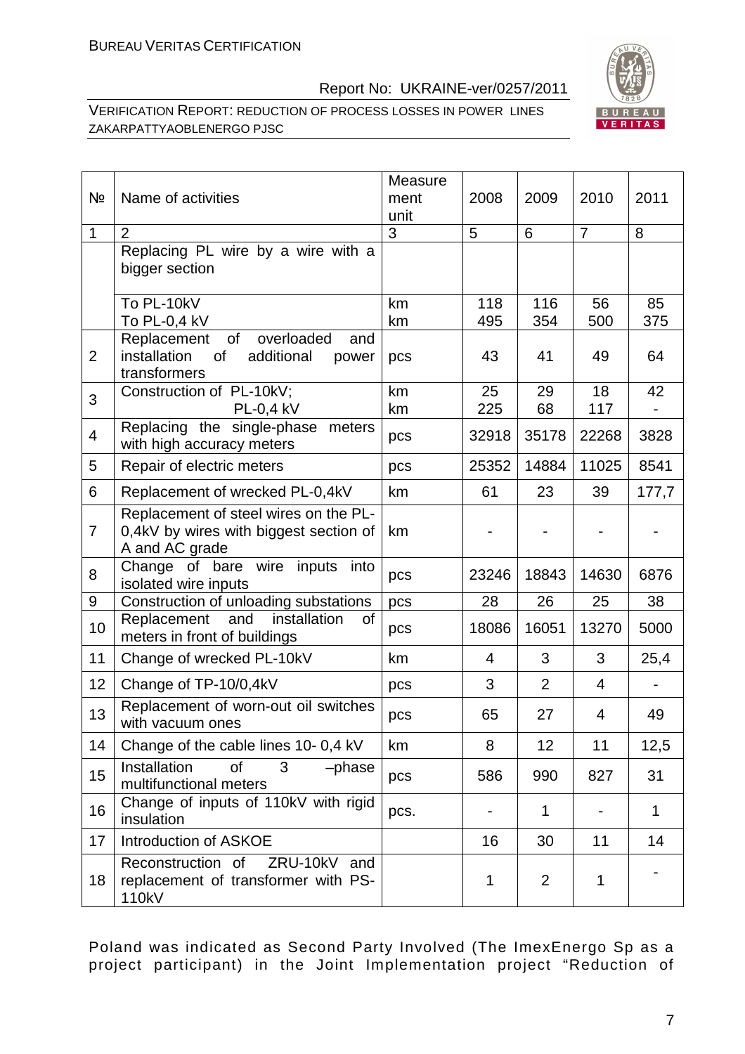| № | Name of activities | Measurement unit | 2008 | 2009 | 2010 | 2011 |
|---|---|---|---|---|---|---|
| 1 | 2 | 3 | 5 | 6 | 7 | 8 |
| | Replacing PL wire by a wire with a bigger section<br><br>To PL-10kV<br>To PL-0,4 kV | <br><br>km<br>km | <br><br>118<br>495 | <br><br>116<br>354 | <br><br>56<br>500 | <br><br>85<br>375 |
| 2 | Replacement of overloaded and installation of additional power transformers | pcs | 43 | 41 | 49 | 64 |
| 3 | Construction of PL-10kV;<br>PL-0,4 kV | km<br>km | 25<br>225 | 29<br>68 | 18<br>117 | 42<br>- |
| 4 | Replacing the single-phase meters with high accuracy meters | pcs | 32918 | 35178 | 22268 | 3828 |
| 5 | Repair of electric meters | pcs | 25352 | 14884 | 11025 | 8541 |
| 6 | Replacement of wrecked PL-0,4kV | km | 61 | 23 | 39 | 177,7 |
| 7 | Replacement of steel wires on the PL-0,4kV by wires with biggest section of A and AC grade | km | - | - | - | - |
| 8 | Change of bare wire inputs into isolated wire inputs | pcs | 23246 | 18843 | 14630 | 6876 |
| 9 | Construction of unloading substations | pcs | 28 | 26 | 25 | 38 |
| 10 | Replacement and installation of meters in front of buildings | pcs | 18086 | 16051 | 13270 | 5000 |
| 11 | Change of wrecked PL-10kV | km | 4 | 3 | 3 | 25,4 |
| 12 | Change of TP-10/0,4kV | pcs | 3 | 2 | 4 | - |
| 13 | Replacement of worn-out oil switches with vacuum ones | pcs | 65 | 27 | 4 | 49 |
| 14 | Change of the cable lines 10- 0,4 kV | km | 8 | 12 | 11 | 12,5 |
| 15 | Installation of 3 –phase multifunctional meters | pcs | 586 | 990 | 827 | 31 |
| 16 | Change of inputs of 110kV with rigid insulation | pcs. | - | 1 | - | 1 |
| 17 | Introduction of ASKOE | | 16 | 30 | 11 | 14 |
| 18 | Reconstruction of ZRU-10kV and replacement of transformer with PS-110kV | | 1 | 2 | 1 | - |

Poland was indicated as Second Party Involved (The ImexEnergo Sp as a project participant) in the Joint Implementation project "Reduction of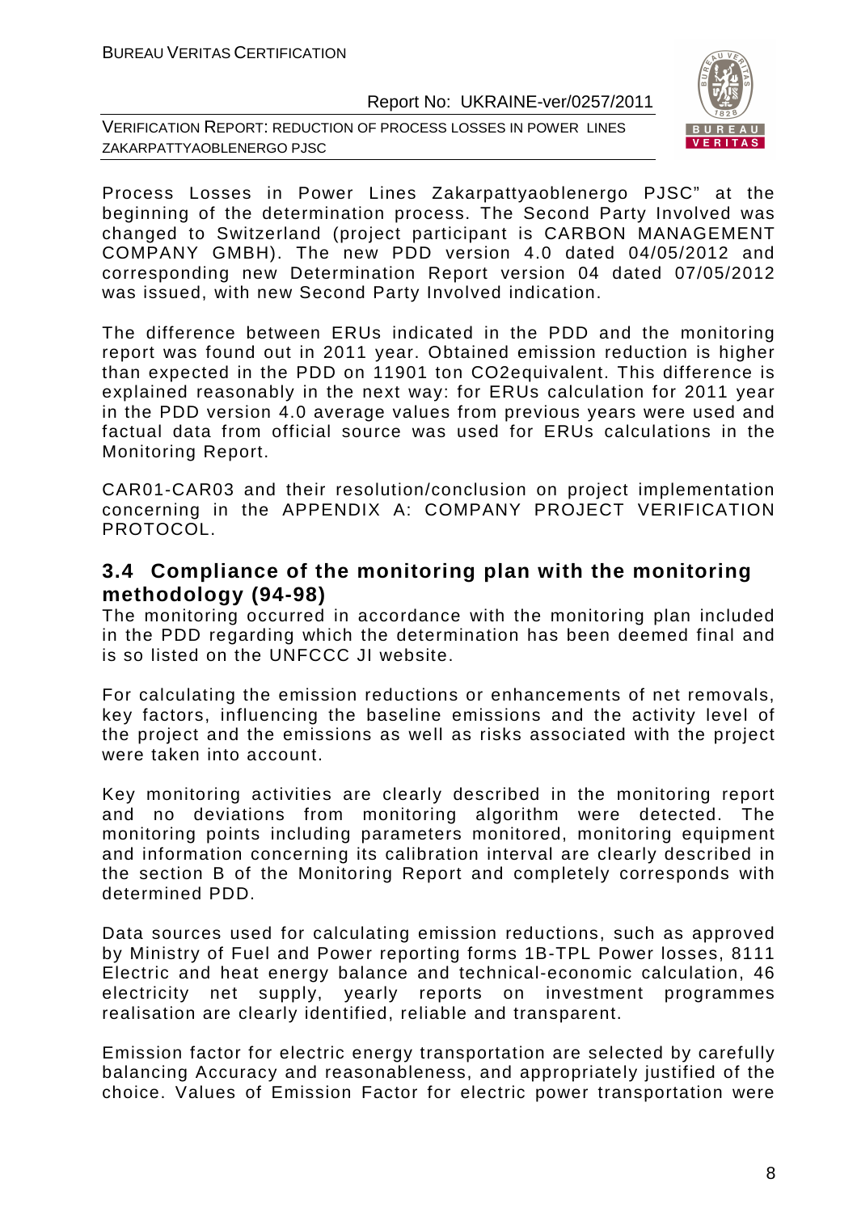Process Losses in Power Lines Zakarpattyaoblenergo PJSC" at the beginning of the determination process. The Second Party Involved was changed to Switzerland (project participant is CARBON MANAGEMENT COMPANY GMBH). The new PDD version 4.0 dated 04/05/2012 and corresponding new Determination Report version 04 dated 07/05/2012 was issued, with new Second Party Involved indication.

The difference between ERUs indicated in the PDD and the monitoring report was found out in 2011 year. Obtained emission reduction is higher than expected in the PDD on 11901 ton CO2equivalent. This difference is explained reasonably in the next way: for ERUs calculation for 2011 year in the PDD version 4.0 average values from previous years were used and factual data from official source was used for ERUs calculations in the Monitoring Report.

CAR01-CAR03 and their resolution/conclusion on project implementation concerning in the APPENDIX A: COMPANY PROJECT VERIFICATION PROTOCOL.

## 3.4 Compliance of the monitoring plan with the monitoring methodology (94-98)

The monitoring occurred in accordance with the monitoring plan included in the PDD regarding which the determination has been deemed final and is so listed on the UNFCCC JI website.

For calculating the emission reductions or enhancements of net removals, key factors, influencing the baseline emissions and the activity level of the project and the emissions as well as risks associated with the project were taken into account.

Key monitoring activities are clearly described in the monitoring report and no deviations from monitoring algorithm were detected. The monitoring points including parameters monitored, monitoring equipment and information concerning its calibration interval are clearly described in the section B of the Monitoring Report and completely corresponds with determined PDD.

Data sources used for calculating emission reductions, such as approved by Ministry of Fuel and Power reporting forms 1B-TPL Power losses, 8111 Electric and heat energy balance and technical-economic calculation, 46 electricity net supply, yearly reports on investment programmes realisation are clearly identified, reliable and transparent.

Emission factor for electric energy transportation are selected by carefully balancing Accuracy and reasonableness, and appropriately justified of the choice. Values of Emission Factor for electric power transportation were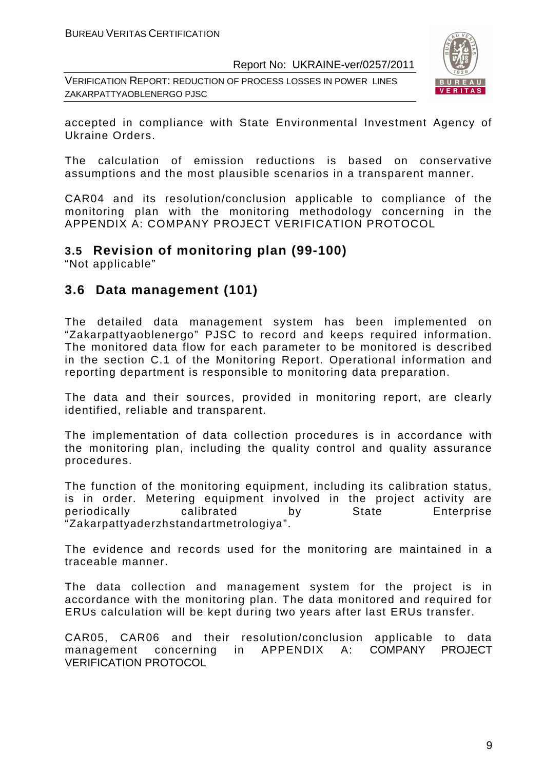accepted in compliance with State Environmental Investment Agency of Ukraine Orders.

The calculation of emission reductions is based on conservative assumptions and the most plausible scenarios in a transparent manner.

CAR04 and its resolution/conclusion applicable to compliance of the monitoring plan with the monitoring methodology concerning in the APPENDIX A: COMPANY PROJECT VERIFICATION PROTOCOL

### 3.5 Revision of monitoring plan (99-100)

"Not applicable"

## 3.6 Data management (101)

The detailed data management system has been implemented on "Zakarpattyaoblenergo" PJSC to record and keeps required information. The monitored data flow for each parameter to be monitored is described in the section C.1 of the Monitoring Report. Operational information and reporting department is responsible to monitoring data preparation.

The data and their sources, provided in monitoring report, are clearly identified, reliable and transparent.

The implementation of data collection procedures is in accordance with the monitoring plan, including the quality control and quality assurance procedures.

The function of the monitoring equipment, including its calibration status, is in order. Metering equipment involved in the project activity are periodically calibrated by State Enterprise "Zakarpattyaderzhstandartmetrologiya".

The evidence and records used for the monitoring are maintained in a traceable manner.

The data collection and management system for the project is in accordance with the monitoring plan. The data monitored and required for ERUs calculation will be kept during two years after last ERUs transfer.

CAR05, CAR06 and their resolution/conclusion applicable to data management concerning in APPENDIX A: COMPANY PROJECT VERIFICATION PROTOCOL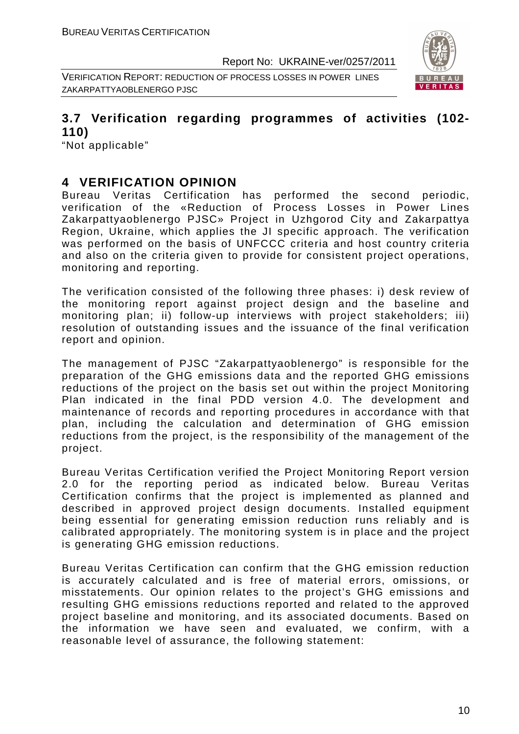## 3.7 Verification regarding programmes of activities (102-110)

"Not applicable"

# 4 VERIFICATION OPINION

Bureau Veritas Certification has performed the second periodic, verification of the «Reduction of Process Losses in Power Lines Zakarpattyaoblenergo PJSC» Project in Uzhgorod City and Zakarpattya Region, Ukraine, which applies the JI specific approach. The verification was performed on the basis of UNFCCC criteria and host country criteria and also on the criteria given to provide for consistent project operations, monitoring and reporting.

The verification consisted of the following three phases: i) desk review of the monitoring report against project design and the baseline and monitoring plan; ii) follow-up interviews with project stakeholders; iii) resolution of outstanding issues and the issuance of the final verification report and opinion.

The management of PJSC "Zakarpattyaoblenergo" is responsible for the preparation of the GHG emissions data and the reported GHG emissions reductions of the project on the basis set out within the project Monitoring Plan indicated in the final PDD version 4.0. The development and maintenance of records and reporting procedures in accordance with that plan, including the calculation and determination of GHG emission reductions from the project, is the responsibility of the management of the project.

Bureau Veritas Certification verified the Project Monitoring Report version 2.0 for the reporting period as indicated below. Bureau Veritas Certification confirms that the project is implemented as planned and described in approved project design documents. Installed equipment being essential for generating emission reduction runs reliably and is calibrated appropriately. The monitoring system is in place and the project is generating GHG emission reductions.

Bureau Veritas Certification can confirm that the GHG emission reduction is accurately calculated and is free of material errors, omissions, or misstatements. Our opinion relates to the project's GHG emissions and resulting GHG emissions reductions reported and related to the approved project baseline and monitoring, and its associated documents. Based on the information we have seen and evaluated, we confirm, with a reasonable level of assurance, the following statement: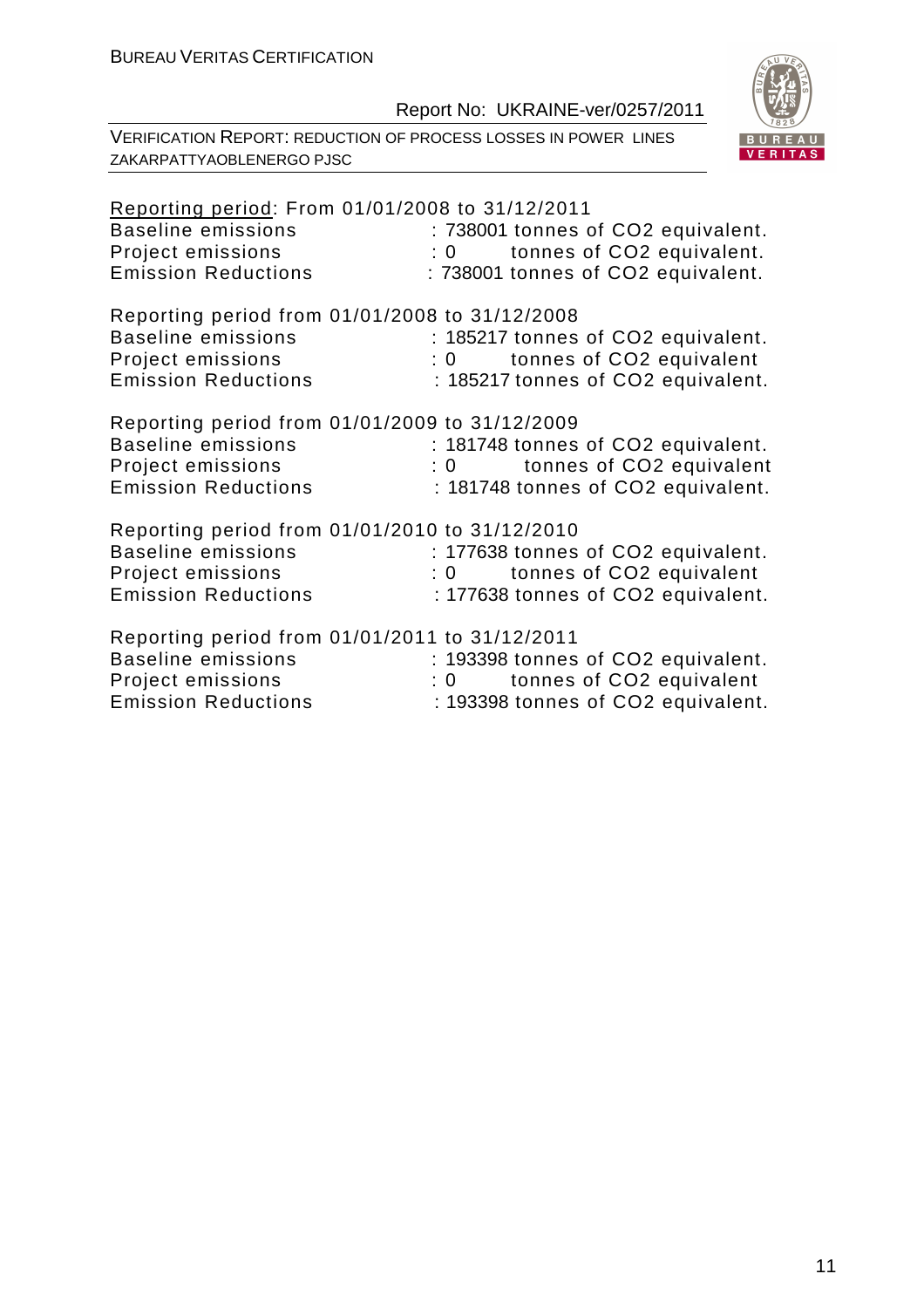Reporting period: From 01/01/2008 to 31/12/2011

Baseline emissions : 738001 tonnes of $CO_2$ equivalent.
Project emissions : 0 tonnes of $CO_2$ equivalent.
Emission Reductions : 738001 tonnes of $CO_2$ equivalent.

Reporting period from 01/01/2008 to 31/12/2008

Baseline emissions : 185217 tonnes of $CO_2$ equivalent.
Project emissions : 0 tonnes of $CO_2$ equivalent
Emission Reductions : 185217 tonnes of $CO_2$ equivalent.

Reporting period from 01/01/2009 to 31/12/2009

Baseline emissions : 181748 tonnes of $CO_2$ equivalent.
Project emissions : 0 tonnes of $CO_2$ equivalent
Emission Reductions : 181748 tonnes of $CO_2$ equivalent.

Reporting period from 01/01/2010 to 31/12/2010

Baseline emissions : 177638 tonnes of $CO_2$ equivalent.
Project emissions : 0 tonnes of $CO_2$ equivalent
Emission Reductions : 177638 tonnes of $CO_2$ equivalent.

Reporting period from 01/01/2011 to 31/12/2011

Baseline emissions : 193398 tonnes of $CO_2$ equivalent.
Project emissions : 0 tonnes of $CO_2$ equivalent
Emission Reductions : 193398 tonnes of $CO_2$ equivalent.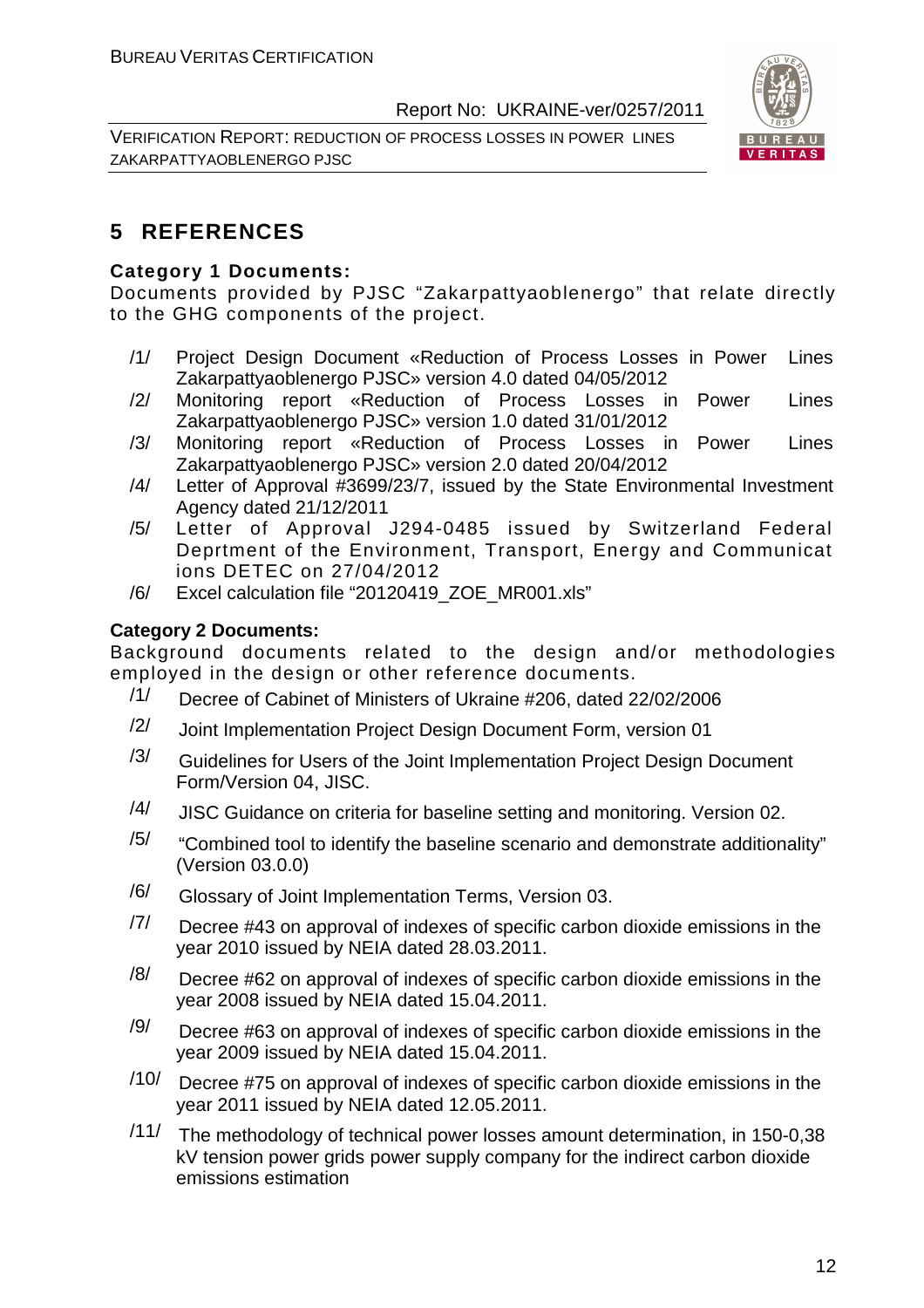# 5 REFERENCES

**Category 1 Documents:**

Documents provided by PJSC "Zakarpattyaoblenergo" that relate directly to the GHG components of the project.

/1/ Project Design Document «Reduction of Process Losses in Power Lines Zakarpattyaoblenergo PJSC» version 4.0 dated 04/05/2012

/2/ Monitoring report «Reduction of Process Losses in Power Lines Zakarpattyaoblenergo PJSC» version 1.0 dated 31/01/2012

/3/ Monitoring report «Reduction of Process Losses in Power Lines Zakarpattyaoblenergo PJSC» version 2.0 dated 20/04/2012

/4/ Letter of Approval #3699/23/7, issued by the State Environmental Investment Agency dated 21/12/2011

/5/ Letter of Approval J294-0485 issued by Switzerland Federal Deprtment of the Environment, Transport, Energy and Communicat ions DETEC on 27/04/2012

/6/ Excel calculation file "20120419_ZOE_MR001.xls"

**Category 2 Documents:**

Background documents related to the design and/or methodologies employed in the design or other reference documents.

/1/ Decree of Cabinet of Ministers of Ukraine #206, dated 22/02/2006

/2/ Joint Implementation Project Design Document Form, version 01

/3/ Guidelines for Users of the Joint Implementation Project Design Document Form/Version 04, JISC.

/4/ JISC Guidance on criteria for baseline setting and monitoring. Version 02.

/5/ "Combined tool to identify the baseline scenario and demonstrate additionality" (Version 03.0.0)

/6/ Glossary of Joint Implementation Terms, Version 03.

/7/ Decree #43 on approval of indexes of specific carbon dioxide emissions in the year 2010 issued by NEIA dated 28.03.2011.

/8/ Decree #62 on approval of indexes of specific carbon dioxide emissions in the year 2008 issued by NEIA dated 15.04.2011.

/9/ Decree #63 on approval of indexes of specific carbon dioxide emissions in the year 2009 issued by NEIA dated 15.04.2011.

/10/ Decree #75 on approval of indexes of specific carbon dioxide emissions in the year 2011 issued by NEIA dated 12.05.2011.

/11/ The methodology of technical power losses amount determination, in 150-0,38 kV tension power grids power supply company for the indirect carbon dioxide emissions estimation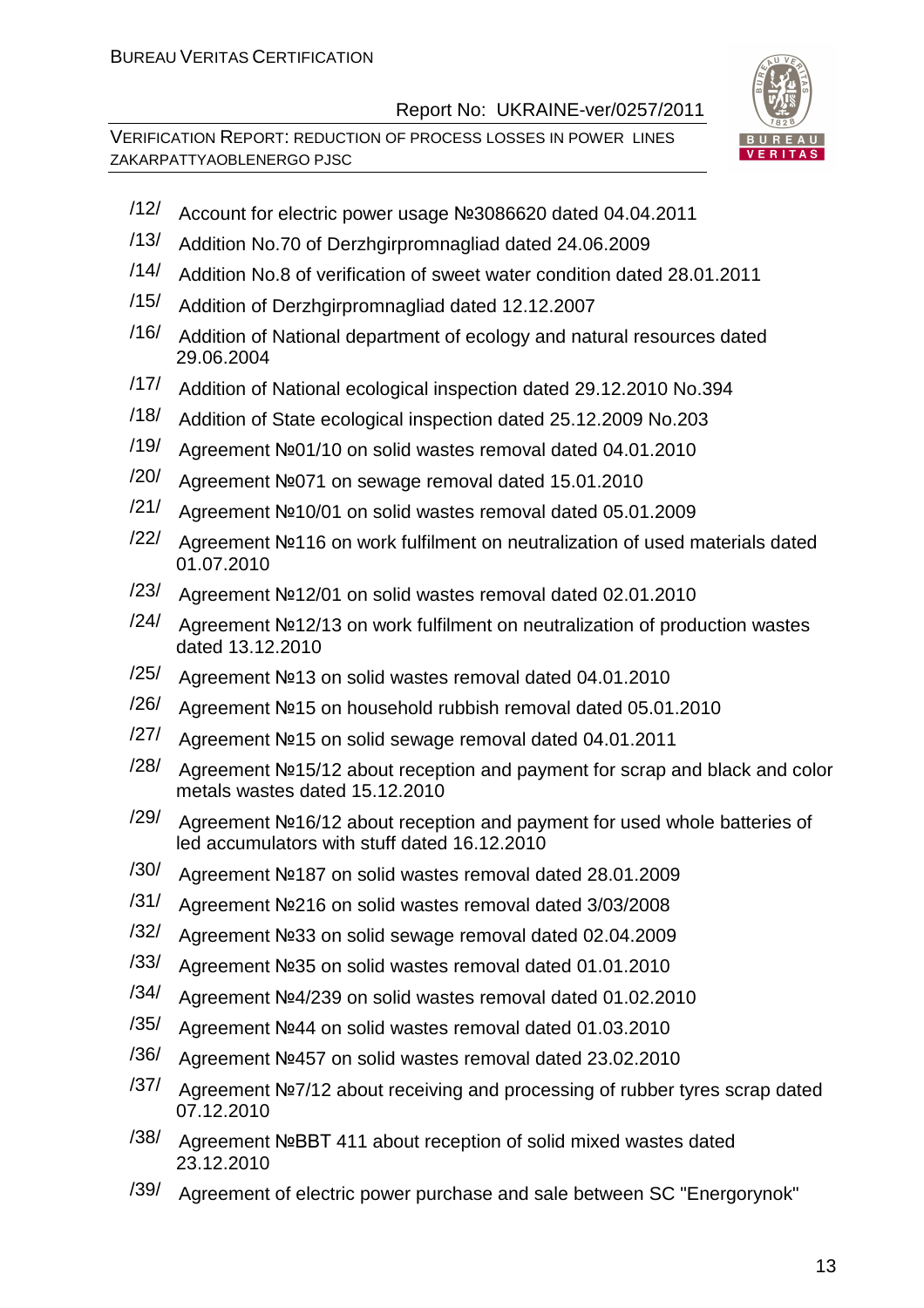/12/ Account for electric power usage №3086620 dated 04.04.2011

/13/ Addition No.70 of Derzhgirpromnagliad dated 24.06.2009

/14/ Addition No.8 of verification of sweet water condition dated 28.01.2011

/15/ Addition of Derzhgirpromnagliad dated 12.12.2007

/16/ Addition of National department of ecology and natural resources dated 29.06.2004

/17/ Addition of National ecological inspection dated 29.12.2010 No.394

/18/ Addition of State ecological inspection dated 25.12.2009 No.203

/19/ Agreement №01/10 on solid wastes removal dated 04.01.2010

/20/ Agreement №071 on sewage removal dated 15.01.2010

/21/ Agreement №10/01 on solid wastes removal dated 05.01.2009

/22/ Agreement №116 on work fulfilment on neutralization of used materials dated 01.07.2010

/23/ Agreement №12/01 on solid wastes removal dated 02.01.2010

/24/ Agreement №12/13 on work fulfilment on neutralization of production wastes dated 13.12.2010

/25/ Agreement №13 on solid wastes removal dated 04.01.2010

/26/ Agreement №15 on household rubbish removal dated 05.01.2010

/27/ Agreement №15 on solid sewage removal dated 04.01.2011

/28/ Agreement №15/12 about reception and payment for scrap and black and color metals wastes dated 15.12.2010

/29/ Agreement №16/12 about reception and payment for used whole batteries of led accumulators with stuff dated 16.12.2010

/30/ Agreement №187 on solid wastes removal dated 28.01.2009

/31/ Agreement №216 on solid wastes removal dated 3/03/2008

/32/ Agreement №33 on solid sewage removal dated 02.04.2009

/33/ Agreement №35 on solid wastes removal dated 01.01.2010

/34/ Agreement №4/239 on solid wastes removal dated 01.02.2010

/35/ Agreement №44 on solid wastes removal dated 01.03.2010

/36/ Agreement №457 on solid wastes removal dated 23.02.2010

/37/ Agreement №7/12 about receiving and processing of rubber tyres scrap dated 07.12.2010

/38/ Agreement №BBT 411 about reception of solid mixed wastes dated 23.12.2010

/39/ Agreement of electric power purchase and sale between SC "Energorynok"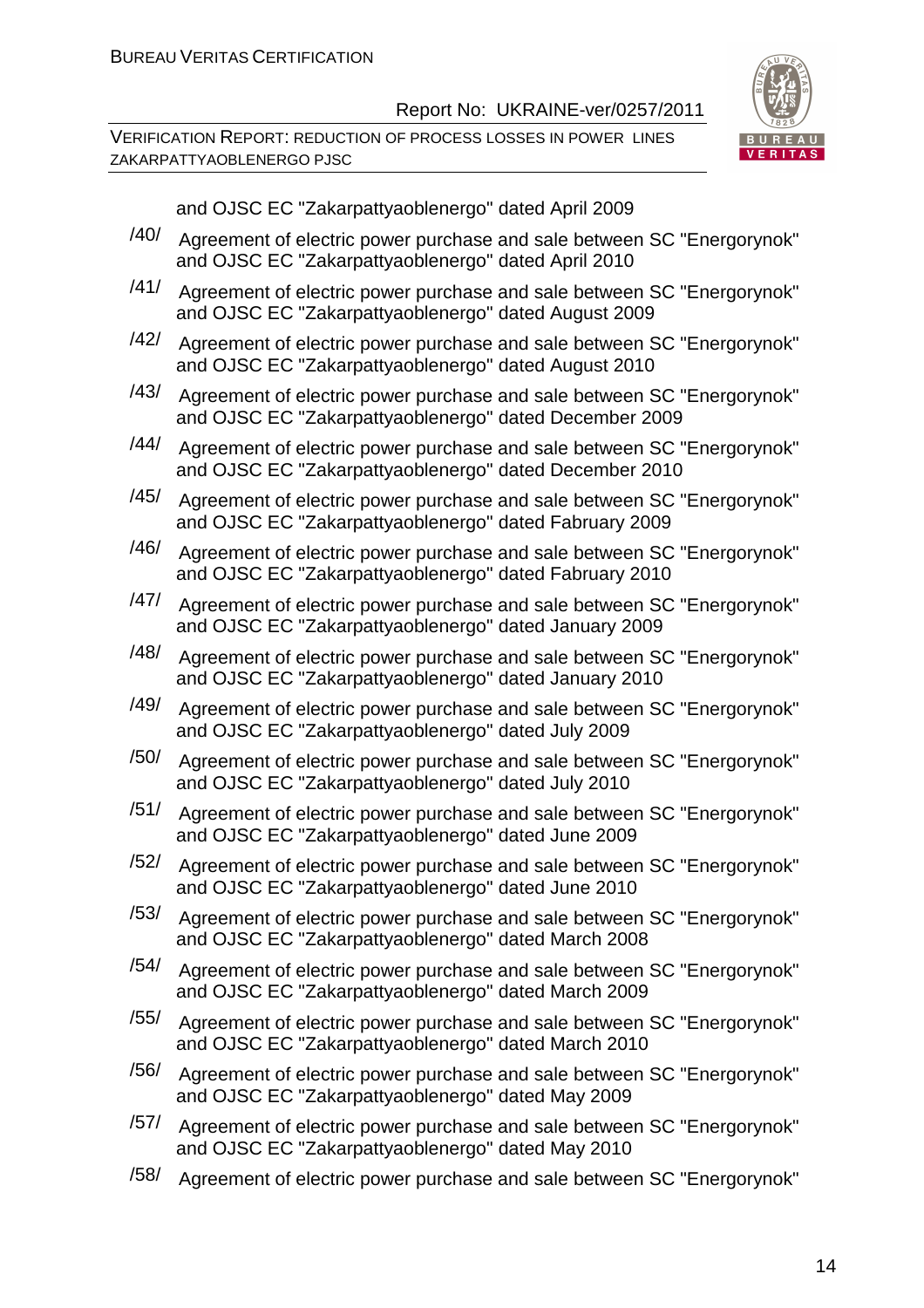and OJSC EC "Zakarpattyaoblenergo" dated April 2009

/40/ Agreement of electric power purchase and sale between SC "Energorynok" and OJSC EC "Zakarpattyaoblenergo" dated April 2010

/41/ Agreement of electric power purchase and sale between SC "Energorynok" and OJSC EC "Zakarpattyaoblenergo" dated August 2009

/42/ Agreement of electric power purchase and sale between SC "Energorynok" and OJSC EC "Zakarpattyaoblenergo" dated August 2010

/43/ Agreement of electric power purchase and sale between SC "Energorynok" and OJSC EC "Zakarpattyaoblenergo" dated December 2009

/44/ Agreement of electric power purchase and sale between SC "Energorynok" and OJSC EC "Zakarpattyaoblenergo" dated December 2010

/45/ Agreement of electric power purchase and sale between SC "Energorynok" and OJSC EC "Zakarpattyaoblenergo" dated Fabruary 2009

/46/ Agreement of electric power purchase and sale between SC "Energorynok" and OJSC EC "Zakarpattyaoblenergo" dated Fabruary 2010

/47/ Agreement of electric power purchase and sale between SC "Energorynok" and OJSC EC "Zakarpattyaoblenergo" dated January 2009

/48/ Agreement of electric power purchase and sale between SC "Energorynok" and OJSC EC "Zakarpattyaoblenergo" dated January 2010

/49/ Agreement of electric power purchase and sale between SC "Energorynok" and OJSC EC "Zakarpattyaoblenergo" dated July 2009

/50/ Agreement of electric power purchase and sale between SC "Energorynok" and OJSC EC "Zakarpattyaoblenergo" dated July 2010

/51/ Agreement of electric power purchase and sale between SC "Energorynok" and OJSC EC "Zakarpattyaoblenergo" dated June 2009

/52/ Agreement of electric power purchase and sale between SC "Energorynok" and OJSC EC "Zakarpattyaoblenergo" dated June 2010

/53/ Agreement of electric power purchase and sale between SC "Energorynok" and OJSC EC "Zakarpattyaoblenergo" dated March 2008

/54/ Agreement of electric power purchase and sale between SC "Energorynok" and OJSC EC "Zakarpattyaoblenergo" dated March 2009

/55/ Agreement of electric power purchase and sale between SC "Energorynok" and OJSC EC "Zakarpattyaoblenergo" dated March 2010

/56/ Agreement of electric power purchase and sale between SC "Energorynok" and OJSC EC "Zakarpattyaoblenergo" dated May 2009

/57/ Agreement of electric power purchase and sale between SC "Energorynok" and OJSC EC "Zakarpattyaoblenergo" dated May 2010

/58/ Agreement of electric power purchase and sale between SC "Energorynok"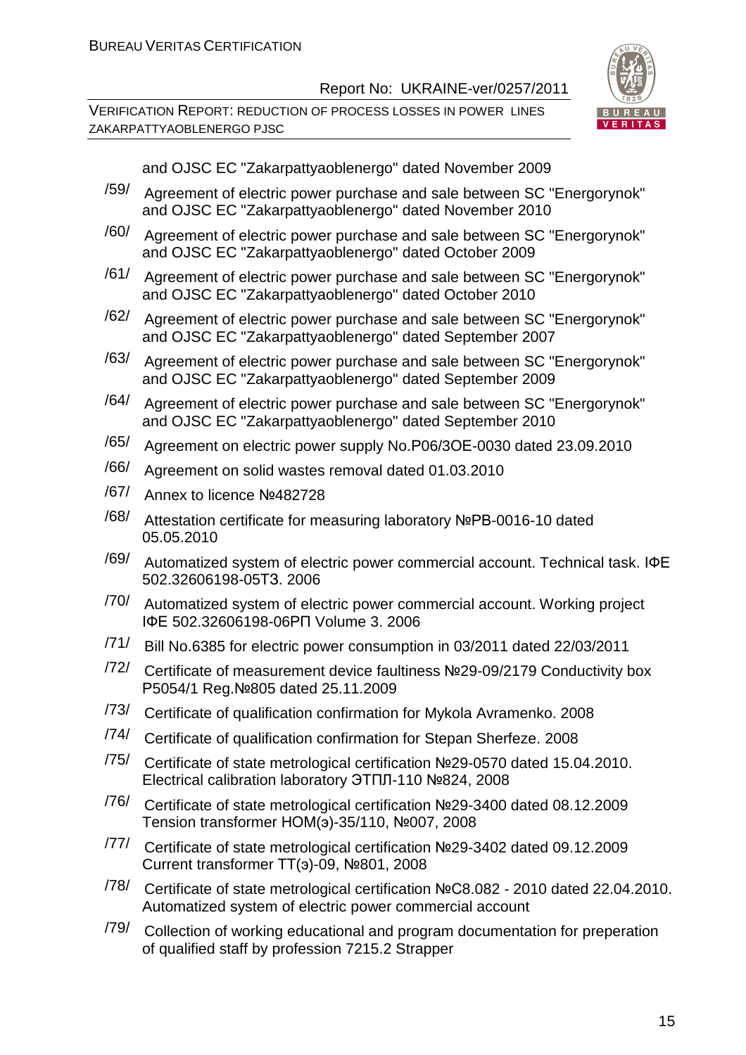and OJSC EC "Zakarpattyaoblenergo" dated November 2009

/59/ Agreement of electric power purchase and sale between SC "Energorynok" and OJSC EC "Zakarpattyaoblenergo" dated November 2010

/60/ Agreement of electric power purchase and sale between SC "Energorynok" and OJSC EC "Zakarpattyaoblenergo" dated October 2009

/61/ Agreement of electric power purchase and sale between SC "Energorynok" and OJSC EC "Zakarpattyaoblenergo" dated October 2010

/62/ Agreement of electric power purchase and sale between SC "Energorynok" and OJSC EC "Zakarpattyaoblenergo" dated September 2007

/63/ Agreement of electric power purchase and sale between SC "Energorynok" and OJSC EC "Zakarpattyaoblenergo" dated September 2009

/64/ Agreement of electric power purchase and sale between SC "Energorynok" and OJSC EC "Zakarpattyaoblenergo" dated September 2010

/65/ Agreement on electric power supply No.P06/3OE-0030 dated 23.09.2010

/66/ Agreement on solid wastes removal dated 01.03.2010

/67/ Annex to licence №482728

/68/ Attestation certificate for measuring laboratory №PB-0016-10 dated 05.05.2010

/69/ Automatized system of electric power commercial account. Technical task. IФЕ 502.32606198-05ТЗ. 2006

/70/ Automatized system of electric power commercial account. Working project IФЕ 502.32606198-06РП Volume 3. 2006

/71/ Bill No.6385 for electric power consumption in 03/2011 dated 22/03/2011

/72/ Certificate of measurement device faultiness №29-09/2179 Conductivity box P5054/1 Reg.№805 dated 25.11.2009

/73/ Certificate of qualification confirmation for Mykola Avramenko. 2008

/74/ Certificate of qualification confirmation for Stepan Sherfeze. 2008

/75/ Certificate of state metrological certification №29-0570 dated 15.04.2010. Electrical calibration laboratory ЭТПЛ-110 №824, 2008

/76/ Certificate of state metrological certification №29-3400 dated 08.12.2009 Tension transformer НОМ(э)-35/110, №007, 2008

/77/ Certificate of state metrological certification №29-3402 dated 09.12.2009 Current transformer ТТ(э)-09, №801, 2008

/78/ Certificate of state metrological certification №C8.082 - 2010 dated 22.04.2010. Automatized system of electric power commercial account

/79/ Collection of working educational and program documentation for preperation of qualified staff by profession 7215.2 Strapper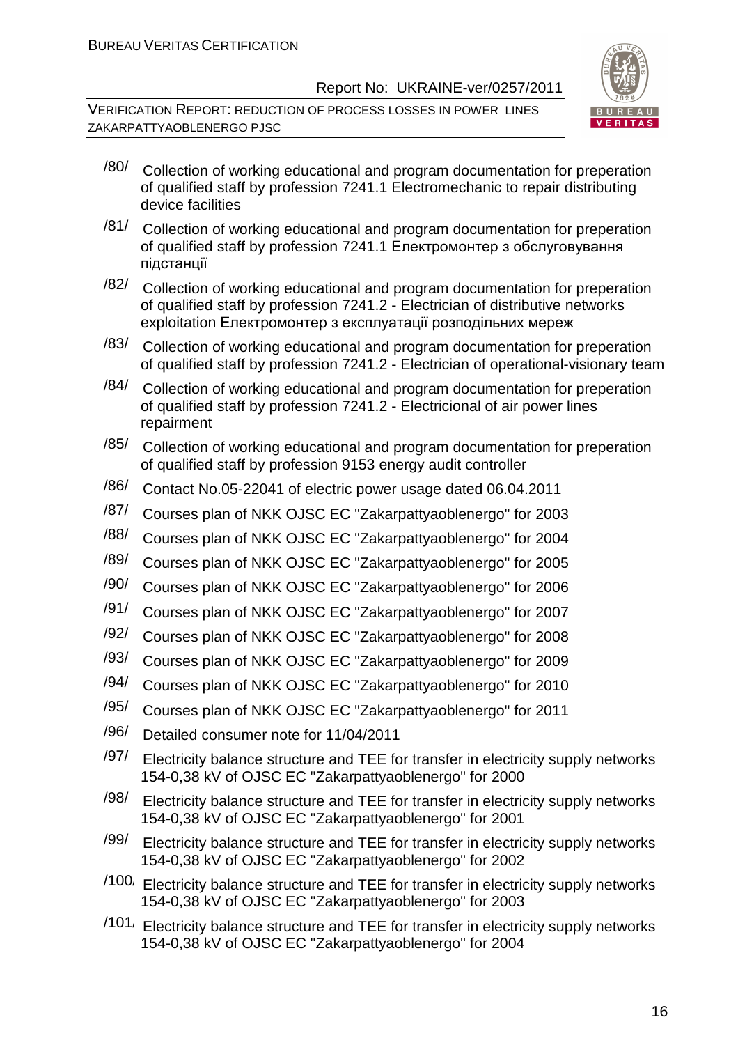/80/ Collection of working educational and program documentation for preperation of qualified staff by profession 7241.1 Electromechanic to repair distributing device facilities

/81/ Collection of working educational and program documentation for preperation of qualified staff by profession 7241.1 Електромонтер з обслуговування підстанції

/82/ Collection of working educational and program documentation for preperation of qualified staff by profession 7241.2 - Electrician of distributive networks exploitation Електромонтер з експлуатації розподільних мереж

/83/ Collection of working educational and program documentation for preperation of qualified staff by profession 7241.2 - Electrician of operational-visionary team

/84/ Collection of working educational and program documentation for preperation of qualified staff by profession 7241.2 - Electricional of air power lines repairment

/85/ Collection of working educational and program documentation for preperation of qualified staff by profession 9153 energy audit controller

/86/ Contact No.05-22041 of electric power usage dated 06.04.2011

/87/ Courses plan of NKK OJSC EC "Zakarpattyaoblenergo" for 2003

/88/ Courses plan of NKK OJSC EC "Zakarpattyaoblenergo" for 2004

/89/ Courses plan of NKK OJSC EC "Zakarpattyaoblenergo" for 2005

/90/ Courses plan of NKK OJSC EC "Zakarpattyaoblenergo" for 2006

/91/ Courses plan of NKK OJSC EC "Zakarpattyaoblenergo" for 2007

/92/ Courses plan of NKK OJSC EC "Zakarpattyaoblenergo" for 2008

/93/ Courses plan of NKK OJSC EC "Zakarpattyaoblenergo" for 2009

/94/ Courses plan of NKK OJSC EC "Zakarpattyaoblenergo" for 2010

/95/ Courses plan of NKK OJSC EC "Zakarpattyaoblenergo" for 2011

/96/ Detailed consumer note for 11/04/2011

/97/ Electricity balance structure and TEE for transfer in electricity supply networks 154-0,38 kV of OJSC EC "Zakarpattyaoblenergo" for 2000

/98/ Electricity balance structure and TEE for transfer in electricity supply networks 154-0,38 kV of OJSC EC "Zakarpattyaoblenergo" for 2001

/99/ Electricity balance structure and TEE for transfer in electricity supply networks 154-0,38 kV of OJSC EC "Zakarpattyaoblenergo" for 2002

/100/ Electricity balance structure and TEE for transfer in electricity supply networks 154-0,38 kV of OJSC EC "Zakarpattyaoblenergo" for 2003

/101/ Electricity balance structure and TEE for transfer in electricity supply networks 154-0,38 kV of OJSC EC "Zakarpattyaoblenergo" for 2004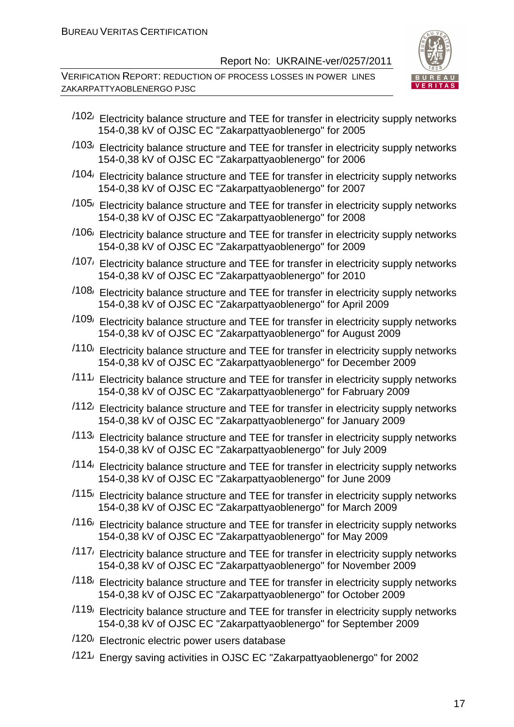/102/ Electricity balance structure and TEE for transfer in electricity supply networks 154-0,38 kV of OJSC EC "Zakarpattyaoblenergo" for 2005

/103/ Electricity balance structure and TEE for transfer in electricity supply networks 154-0,38 kV of OJSC EC "Zakarpattyaoblenergo" for 2006

/104/ Electricity balance structure and TEE for transfer in electricity supply networks 154-0,38 kV of OJSC EC "Zakarpattyaoblenergo" for 2007

/105/ Electricity balance structure and TEE for transfer in electricity supply networks 154-0,38 kV of OJSC EC "Zakarpattyaoblenergo" for 2008

/106/ Electricity balance structure and TEE for transfer in electricity supply networks 154-0,38 kV of OJSC EC "Zakarpattyaoblenergo" for 2009

/107/ Electricity balance structure and TEE for transfer in electricity supply networks 154-0,38 kV of OJSC EC "Zakarpattyaoblenergo" for 2010

/108/ Electricity balance structure and TEE for transfer in electricity supply networks 154-0,38 kV of OJSC EC "Zakarpattyaoblenergo" for April 2009

/109/ Electricity balance structure and TEE for transfer in electricity supply networks 154-0,38 kV of OJSC EC "Zakarpattyaoblenergo" for August 2009

/110/ Electricity balance structure and TEE for transfer in electricity supply networks 154-0,38 kV of OJSC EC "Zakarpattyaoblenergo" for December 2009

/111/ Electricity balance structure and TEE for transfer in electricity supply networks 154-0,38 kV of OJSC EC "Zakarpattyaoblenergo" for Fabruary 2009

/112/ Electricity balance structure and TEE for transfer in electricity supply networks 154-0,38 kV of OJSC EC "Zakarpattyaoblenergo" for January 2009

/113/ Electricity balance structure and TEE for transfer in electricity supply networks 154-0,38 kV of OJSC EC "Zakarpattyaoblenergo" for July 2009

/114/ Electricity balance structure and TEE for transfer in electricity supply networks 154-0,38 kV of OJSC EC "Zakarpattyaoblenergo" for June 2009

/115/ Electricity balance structure and TEE for transfer in electricity supply networks 154-0,38 kV of OJSC EC "Zakarpattyaoblenergo" for March 2009

/116/ Electricity balance structure and TEE for transfer in electricity supply networks 154-0,38 kV of OJSC EC "Zakarpattyaoblenergo" for May 2009

/117/ Electricity balance structure and TEE for transfer in electricity supply networks 154-0,38 kV of OJSC EC "Zakarpattyaoblenergo" for November 2009

/118/ Electricity balance structure and TEE for transfer in electricity supply networks 154-0,38 kV of OJSC EC "Zakarpattyaoblenergo" for October 2009

/119/ Electricity balance structure and TEE for transfer in electricity supply networks 154-0,38 kV of OJSC EC "Zakarpattyaoblenergo" for September 2009

/120/ Electronic electric power users database

/121/ Energy saving activities in OJSC EC "Zakarpattyaoblenergo" for 2002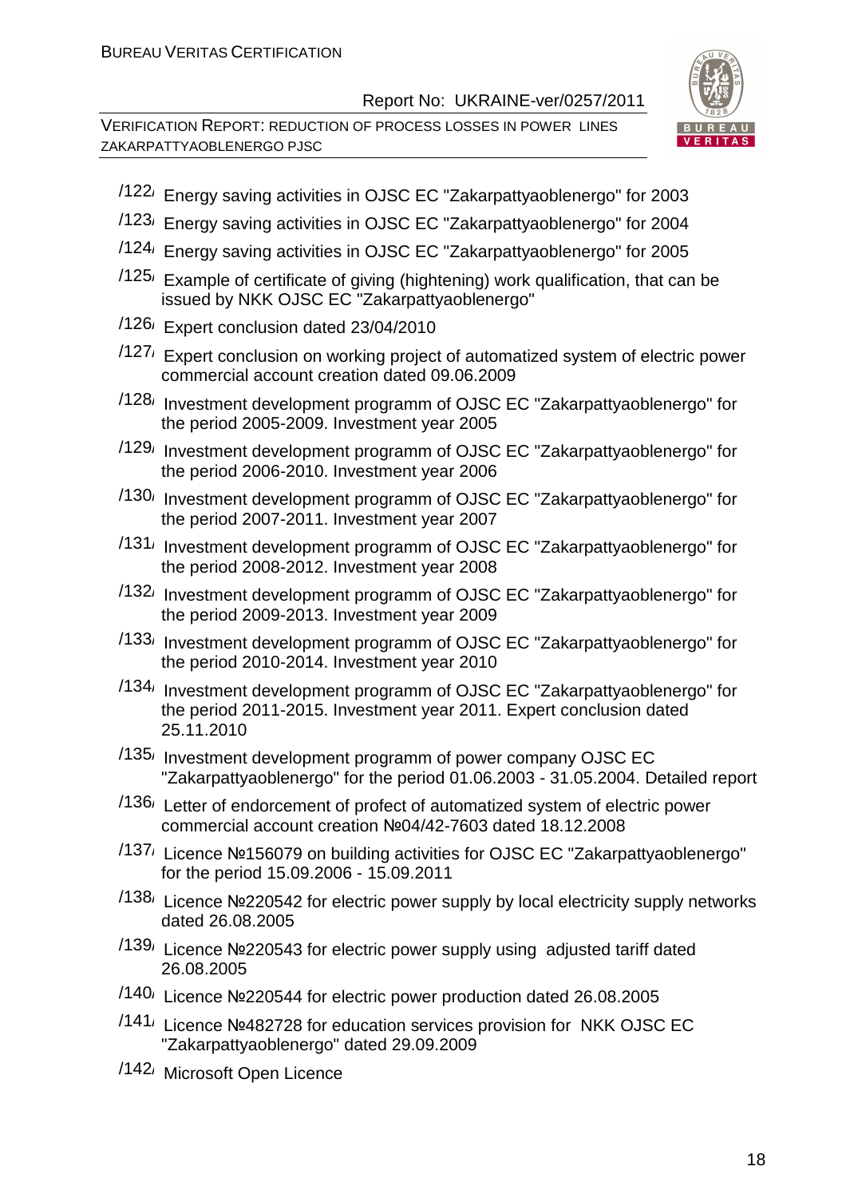/122/ Energy saving activities in OJSC EC "Zakarpattyaoblenergo" for 2003

/123/ Energy saving activities in OJSC EC "Zakarpattyaoblenergo" for 2004

/124/ Energy saving activities in OJSC EC "Zakarpattyaoblenergo" for 2005

/125/ Example of certificate of giving (hightening) work qualification, that can be issued by NKK OJSC EC "Zakarpattyaoblenergo"

/126/ Expert conclusion dated 23/04/2010

/127/ Expert conclusion on working project of automatized system of electric power commercial account creation dated 09.06.2009

/128/ Investment development programm of OJSC EC "Zakarpattyaoblenergo" for the period 2005-2009. Investment year 2005

/129/ Investment development programm of OJSC EC "Zakarpattyaoblenergo" for the period 2006-2010. Investment year 2006

/130/ Investment development programm of OJSC EC "Zakarpattyaoblenergo" for the period 2007-2011. Investment year 2007

/131/ Investment development programm of OJSC EC "Zakarpattyaoblenergo" for the period 2008-2012. Investment year 2008

/132/ Investment development programm of OJSC EC "Zakarpattyaoblenergo" for the period 2009-2013. Investment year 2009

/133/ Investment development programm of OJSC EC "Zakarpattyaoblenergo" for the period 2010-2014. Investment year 2010

/134/ Investment development programm of OJSC EC "Zakarpattyaoblenergo" for the period 2011-2015. Investment year 2011. Expert conclusion dated 25.11.2010

/135/ Investment development programm of power company OJSC EC "Zakarpattyaoblenergo" for the period 01.06.2003 - 31.05.2004. Detailed report

/136/ Letter of endorcement of profect of automatized system of electric power commercial account creation №04/42-7603 dated 18.12.2008

/137/ Licence №156079 on building activities for OJSC EC "Zakarpattyaoblenergo" for the period 15.09.2006 - 15.09.2011

/138/ Licence №220542 for electric power supply by local electricity supply networks dated 26.08.2005

/139/ Licence №220543 for electric power supply using adjusted tariff dated 26.08.2005

/140/ Licence №220544 for electric power production dated 26.08.2005

/141/ Licence №482728 for education services provision for NKK OJSC EC "Zakarpattyaoblenergo" dated 29.09.2009

/142/ Microsoft Open Licence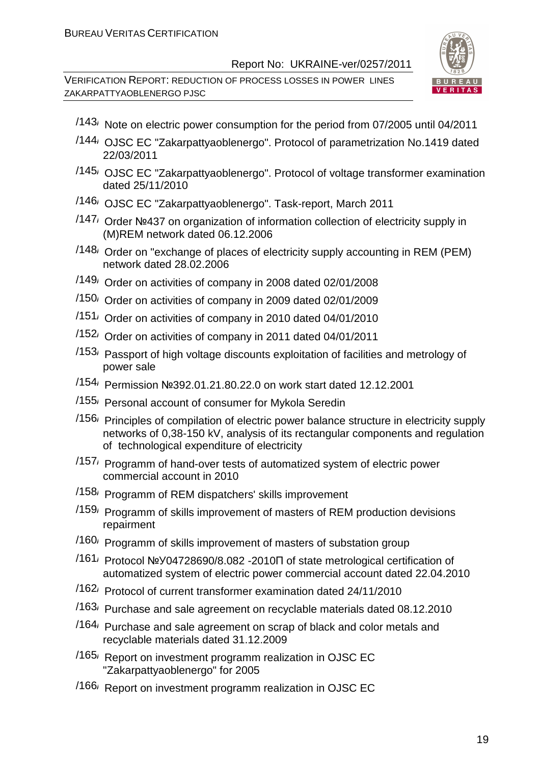/143/ Note on electric power consumption for the period from 07/2005 until 04/2011

/144/ OJSC EC "Zakarpattyaoblenergo". Protocol of parametrization No.1419 dated 22/03/2011

/145/ OJSC EC "Zakarpattyaoblenergo". Protocol of voltage transformer examination dated 25/11/2010

/146/ OJSC EC "Zakarpattyaoblenergo". Task-report, March 2011

/147/ Order №437 on organization of information collection of electricity supply in (M)REM network dated 06.12.2006

/148/ Order on "exchange of places of electricity supply accounting in REM (PEM) network dated 28.02.2006

/149/ Order on activities of company in 2008 dated 02/01/2008

/150/ Order on activities of company in 2009 dated 02/01/2009

/151/ Order on activities of company in 2010 dated 04/01/2010

/152/ Order on activities of company in 2011 dated 04/01/2011

/153/ Passport of high voltage discounts exploitation of facilities and metrology of power sale

/154/ Permission №392.01.21.80.22.0 on work start dated 12.12.2001

/155/ Personal account of consumer for Mykola Seredin

/156/ Principles of compilation of electric power balance structure in electricity supply networks of 0,38-150 kV, analysis of its rectangular components and regulation of technological expenditure of electricity

/157/ Programm of hand-over tests of automatized system of electric power commercial account in 2010

/158/ Programm of REM dispatchers' skills improvement

/159/ Programm of skills improvement of masters of REM production devisions repairment

/160/ Programm of skills improvement of masters of substation group

/161/ Protocol №У04728690/8.082 -2010П of state metrological certification of automatized system of electric power commercial account dated 22.04.2010

/162/ Protocol of current transformer examination dated 24/11/2010

/163/ Purchase and sale agreement on recyclable materials dated 08.12.2010

/164/ Purchase and sale agreement on scrap of black and color metals and recyclable materials dated 31.12.2009

/165/ Report on investment programm realization in OJSC EC "Zakarpattyaoblenergo" for 2005

/166/ Report on investment programm realization in OJSC EC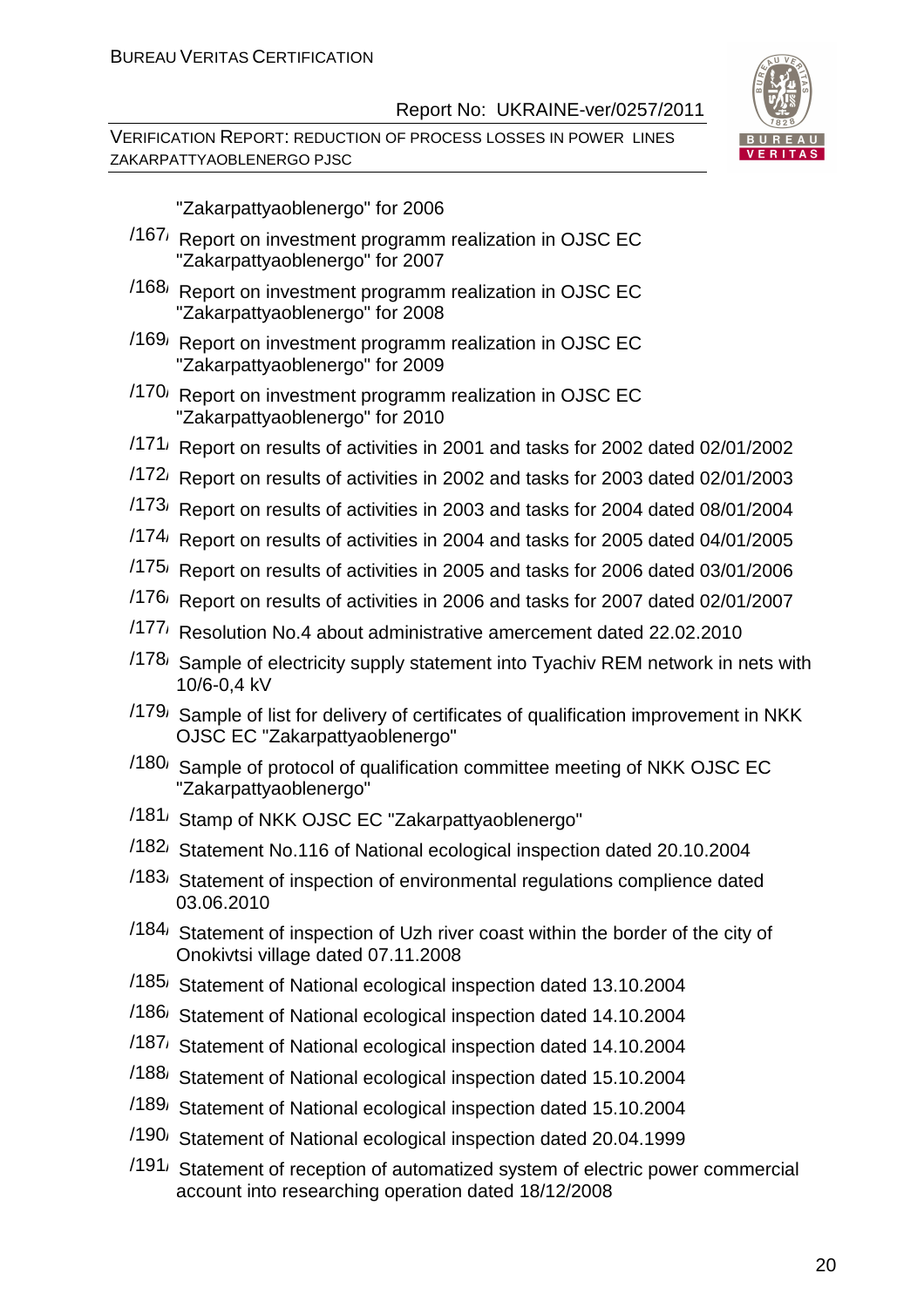"Zakarpattyaoblenergo" for 2006

/167/ Report on investment programm realization in OJSC EC "Zakarpattyaoblenergo" for 2007

/168/ Report on investment programm realization in OJSC EC "Zakarpattyaoblenergo" for 2008

/169/ Report on investment programm realization in OJSC EC "Zakarpattyaoblenergo" for 2009

/170/ Report on investment programm realization in OJSC EC "Zakarpattyaoblenergo" for 2010

/171/ Report on results of activities in 2001 and tasks for 2002 dated 02/01/2002

/172/ Report on results of activities in 2002 and tasks for 2003 dated 02/01/2003

/173/ Report on results of activities in 2003 and tasks for 2004 dated 08/01/2004

/174/ Report on results of activities in 2004 and tasks for 2005 dated 04/01/2005

/175/ Report on results of activities in 2005 and tasks for 2006 dated 03/01/2006

/176/ Report on results of activities in 2006 and tasks for 2007 dated 02/01/2007

/177/ Resolution No.4 about administrative amercement dated 22.02.2010

/178/ Sample of electricity supply statement into Tyachiv REM network in nets with 10/6-0,4 kV

/179/ Sample of list for delivery of certificates of qualification improvement in NKK OJSC EC "Zakarpattyaoblenergo"

/180/ Sample of protocol of qualification committee meeting of NKK OJSC EC "Zakarpattyaoblenergo"

/181/ Stamp of NKK OJSC EC "Zakarpattyaoblenergo"

/182/ Statement No.116 of National ecological inspection dated 20.10.2004

/183/ Statement of inspection of environmental regulations complience dated 03.06.2010

/184/ Statement of inspection of Uzh river coast within the border of the city of Onokivtsi village dated 07.11.2008

/185/ Statement of National ecological inspection dated 13.10.2004

/186/ Statement of National ecological inspection dated 14.10.2004

/187/ Statement of National ecological inspection dated 14.10.2004

/188/ Statement of National ecological inspection dated 15.10.2004

/189/ Statement of National ecological inspection dated 15.10.2004

/190/ Statement of National ecological inspection dated 20.04.1999

/191/ Statement of reception of automatized system of electric power commercial account into researching operation dated 18/12/2008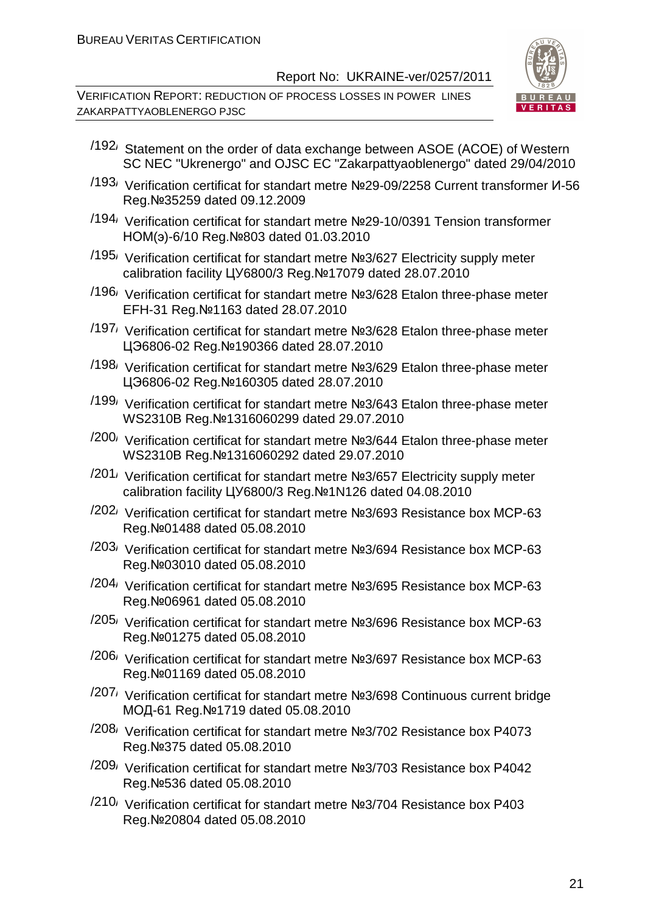/192/ Statement on the order of data exchange between ASOE (ACOE) of Western SC NEC "Ukrenergo" and OJSC EC "Zakarpattyaoblenergo" dated 29/04/2010

/193/ Verification certificat for standart metre №29-09/2258 Current transformer И-56 Reg.№35259 dated 09.12.2009

/194/ Verification certificat for standart metre №29-10/0391 Tension transformer НОМ(э)-6/10 Reg.№803 dated 01.03.2010

/195/ Verification certificat for standart metre №3/627 Electricity supply meter calibration facility ЦУ6800/3 Reg.№17079 dated 28.07.2010

/196/ Verification certificat for standart metre №3/628 Etalon three-phase meter EFH-31 Reg.№1163 dated 28.07.2010

/197/ Verification certificat for standart metre №3/628 Etalon three-phase meter ЦЭ6806-02 Reg.№190366 dated 28.07.2010

/198/ Verification certificat for standart metre №3/629 Etalon three-phase meter ЦЭ6806-02 Reg.№160305 dated 28.07.2010

/199/ Verification certificat for standart metre №3/643 Etalon three-phase meter WS2310B Reg.№1316060299 dated 29.07.2010

/200/ Verification certificat for standart metre №3/644 Etalon three-phase meter WS2310B Reg.№1316060292 dated 29.07.2010

/201/ Verification certificat for standart metre №3/657 Electricity supply meter calibration facility ЦУ6800/3 Reg.№1N126 dated 04.08.2010

/202/ Verification certificat for standart metre №3/693 Resistance box MCP-63 Reg.№01488 dated 05.08.2010

/203/ Verification certificat for standart metre №3/694 Resistance box MCP-63 Reg.№03010 dated 05.08.2010

/204/ Verification certificat for standart metre №3/695 Resistance box MCP-63 Reg.№06961 dated 05.08.2010

/205/ Verification certificat for standart metre №3/696 Resistance box MCP-63 Reg.№01275 dated 05.08.2010

/206/ Verification certificat for standart metre №3/697 Resistance box MCP-63 Reg.№01169 dated 05.08.2010

/207/ Verification certificat for standart metre №3/698 Continuous current bridge МОД-61 Reg.№1719 dated 05.08.2010

/208/ Verification certificat for standart metre №3/702 Resistance box P4073 Reg.№375 dated 05.08.2010

/209/ Verification certificat for standart metre №3/703 Resistance box P4042 Reg.№536 dated 05.08.2010

/210/ Verification certificat for standart metre №3/704 Resistance box P403 Reg.№20804 dated 05.08.2010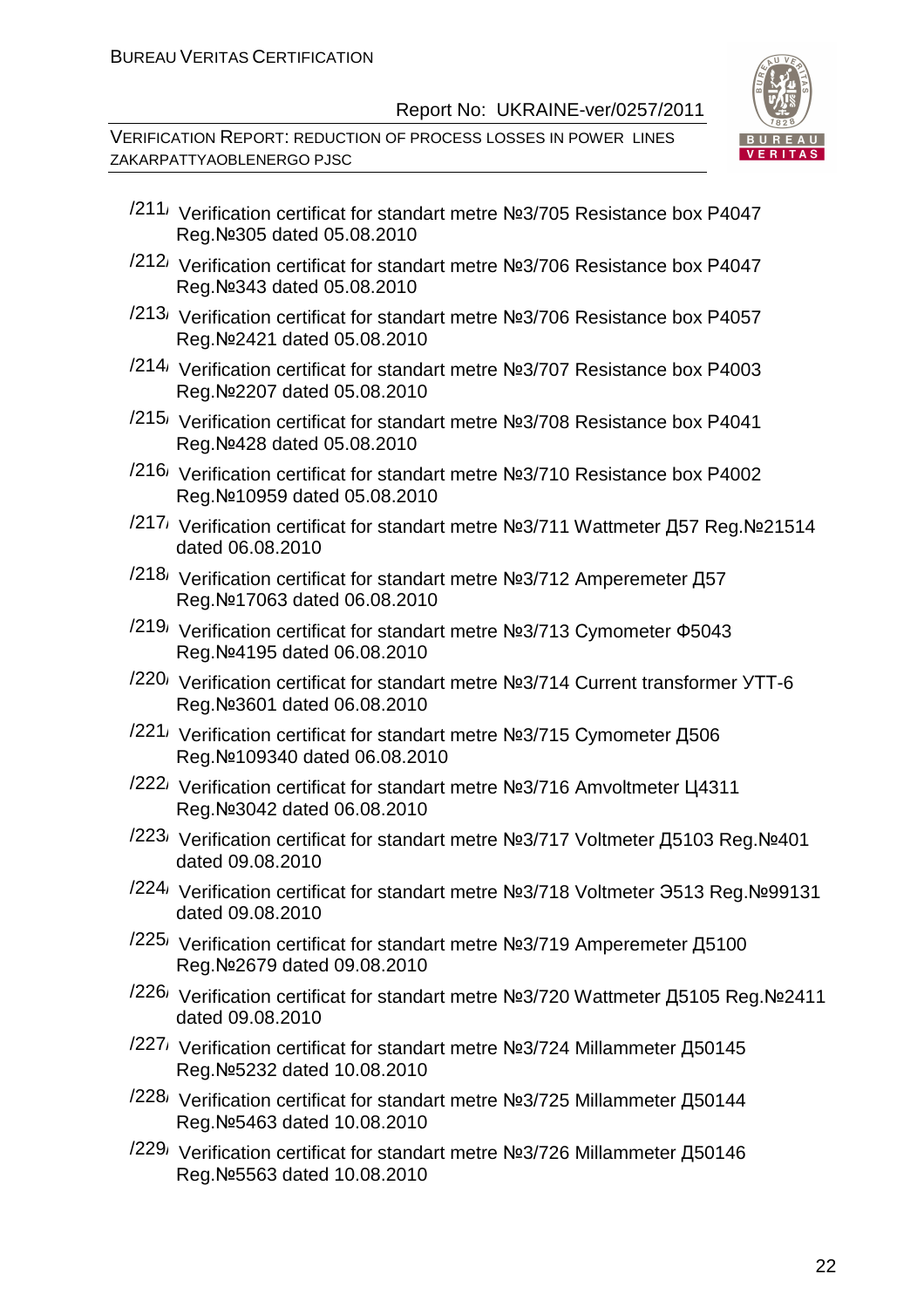/211/ Verification certificat for standart metre №3/705 Resistance box P4047 Reg.№305 dated 05.08.2010

/212/ Verification certificat for standart metre №3/706 Resistance box P4047 Reg.№343 dated 05.08.2010

/213/ Verification certificat for standart metre №3/706 Resistance box P4057 Reg.№2421 dated 05.08.2010

/214/ Verification certificat for standart metre №3/707 Resistance box P4003 Reg.№2207 dated 05.08.2010

/215/ Verification certificat for standart metre №3/708 Resistance box P4041 Reg.№428 dated 05.08.2010

/216/ Verification certificat for standart metre №3/710 Resistance box P4002 Reg.№10959 dated 05.08.2010

/217/ Verification certificat for standart metre №3/711 Wattmeter Д57 Reg.№21514 dated 06.08.2010

/218/ Verification certificat for standart metre №3/712 Amperemeter Д57 Reg.№17063 dated 06.08.2010

/219/ Verification certificat for standart metre №3/713 Cymometer Ф5043 Reg.№4195 dated 06.08.2010

/220/ Verification certificat for standart metre №3/714 Current transformer УТТ-6 Reg.№3601 dated 06.08.2010

/221/ Verification certificat for standart metre №3/715 Cymometer Д506 Reg.№109340 dated 06.08.2010

/222/ Verification certificat for standart metre №3/716 Amvoltmeter Ц4311 Reg.№3042 dated 06.08.2010

/223/ Verification certificat for standart metre №3/717 Voltmeter Д5103 Reg.№401 dated 09.08.2010

/224/ Verification certificat for standart metre №3/718 Voltmeter Э513 Reg.№99131 dated 09.08.2010

/225/ Verification certificat for standart metre №3/719 Amperemeter Д5100 Reg.№2679 dated 09.08.2010

/226/ Verification certificat for standart metre №3/720 Wattmeter Д5105 Reg.№2411 dated 09.08.2010

/227/ Verification certificat for standart metre №3/724 Millammeter Д50145 Reg.№5232 dated 10.08.2010

/228/ Verification certificat for standart metre №3/725 Millammeter Д50144 Reg.№5463 dated 10.08.2010

/229/ Verification certificat for standart metre №3/726 Millammeter Д50146 Reg.№5563 dated 10.08.2010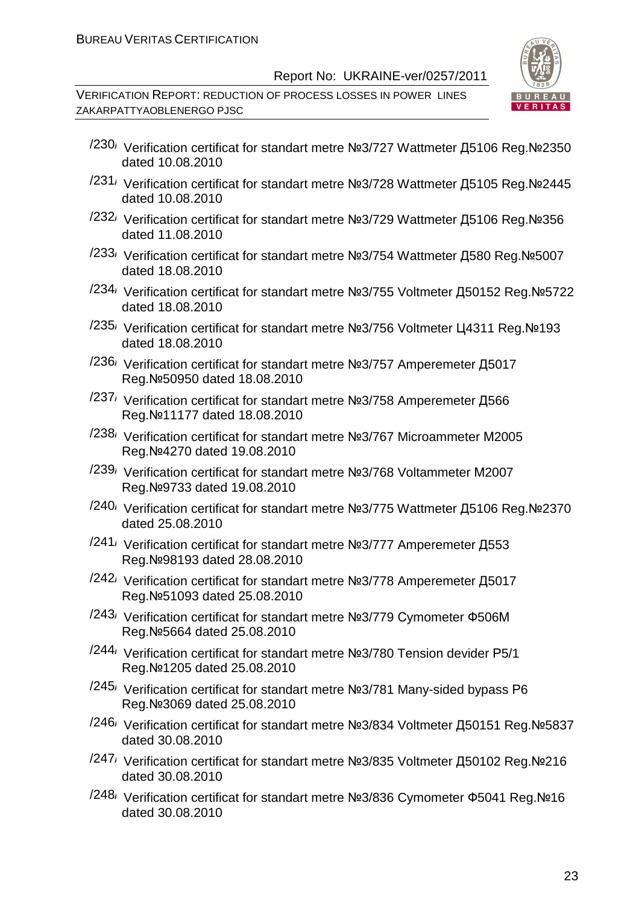/230/ Verification certificat for standart metre №3/727 Wattmeter Д5106 Reg.№2350 dated 10.08.2010

/231/ Verification certificat for standart metre №3/728 Wattmeter Д5105 Reg.№2445 dated 10.08.2010

/232/ Verification certificat for standart metre №3/729 Wattmeter Д5106 Reg.№356 dated 11.08.2010

/233/ Verification certificat for standart metre №3/754 Wattmeter Д580 Reg.№5007 dated 18.08.2010

/234/ Verification certificat for standart metre №3/755 Voltmeter Д50152 Reg.№5722 dated 18.08.2010

/235/ Verification certificat for standart metre №3/756 Voltmeter Ц4311 Reg.№193 dated 18.08.2010

/236/ Verification certificat for standart metre №3/757 Amperemeter Д5017 Reg.№50950 dated 18.08.2010

/237/ Verification certificat for standart metre №3/758 Amperemeter Д566 Reg.№11177 dated 18.08.2010

/238/ Verification certificat for standart metre №3/767 Microammeter M2005 Reg.№4270 dated 19.08.2010

/239/ Verification certificat for standart metre №3/768 Voltammeter M2007 Reg.№9733 dated 19.08.2010

/240/ Verification certificat for standart metre №3/775 Wattmeter Д5106 Reg.№2370 dated 25.08.2010

/241/ Verification certificat for standart metre №3/777 Amperemeter Д553 Reg.№98193 dated 28.08.2010

/242/ Verification certificat for standart metre №3/778 Amperemeter Д5017 Reg.№51093 dated 25.08.2010

/243/ Verification certificat for standart metre №3/779 Cymometer Ф506M Reg.№5664 dated 25.08.2010

/244/ Verification certificat for standart metre №3/780 Tension devider P5/1 Reg.№1205 dated 25.08.2010

/245/ Verification certificat for standart metre №3/781 Many-sided bypass P6 Reg.№3069 dated 25.08.2010

/246/ Verification certificat for standart metre №3/834 Voltmeter Д50151 Reg.№5837 dated 30.08.2010

/247/ Verification certificat for standart metre №3/835 Voltmeter Д50102 Reg.№216 dated 30.08.2010

/248/ Verification certificat for standart metre №3/836 Cymometer Ф5041 Reg.№16 dated 30.08.2010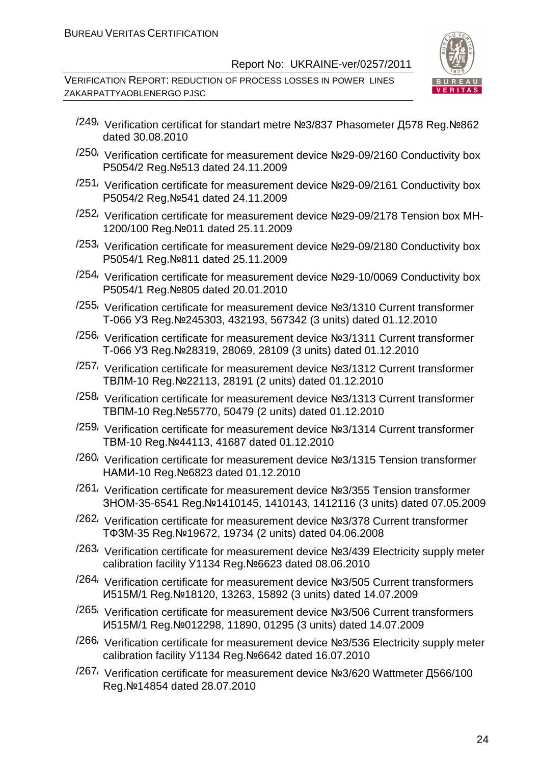/249/ Verification certificat for standart metre №3/837 Phasometer Д578 Reg.№862 dated 30.08.2010

/250/ Verification certificate for measurement device №29-09/2160 Conductivity box P5054/2 Reg.№513 dated 24.11.2009

/251/ Verification certificate for measurement device №29-09/2161 Conductivity box P5054/2 Reg.№541 dated 24.11.2009

/252/ Verification certificate for measurement device №29-09/2178 Tension box MH-1200/100 Reg.№011 dated 25.11.2009

/253/ Verification certificate for measurement device №29-09/2180 Conductivity box P5054/1 Reg.№811 dated 25.11.2009

/254/ Verification certificate for measurement device №29-10/0069 Conductivity box P5054/1 Reg.№805 dated 20.01.2010

/255/ Verification certificate for measurement device №3/1310 Current transformer Т-066 УЗ Reg.№245303, 432193, 567342 (3 units) dated 01.12.2010

/256/ Verification certificate for measurement device №3/1311 Current transformer Т-066 УЗ Reg.№28319, 28069, 28109 (3 units) dated 01.12.2010

/257/ Verification certificate for measurement device №3/1312 Current transformer ТВЛМ-10 Reg.№22113, 28191 (2 units) dated 01.12.2010

/258/ Verification certificate for measurement device №3/1313 Current transformer ТВПМ-10 Reg.№55770, 50479 (2 units) dated 01.12.2010

/259/ Verification certificate for measurement device №3/1314 Current transformer ТВМ-10 Reg.№44113, 41687 dated 01.12.2010

/260/ Verification certificate for measurement device №3/1315 Tension transformer НАМИ-10 Reg.№6823 dated 01.12.2010

/261/ Verification certificate for measurement device №3/355 Tension transformer ЗНОМ-35-6541 Reg.№1410145, 1410143, 1412116 (3 units) dated 07.05.2009

/262/ Verification certificate for measurement device №3/378 Current transformer ТФЗМ-35 Reg.№19672, 19734 (2 units) dated 04.06.2008

/263/ Verification certificate for measurement device №3/439 Electricity supply meter calibration facility У1134 Reg.№6623 dated 08.06.2010

/264/ Verification certificate for measurement device №3/505 Current transformers И515М/1 Reg.№18120, 13263, 15892 (3 units) dated 14.07.2009

/265/ Verification certificate for measurement device №3/506 Current transformers И515М/1 Reg.№012298, 11890, 01295 (3 units) dated 14.07.2009

/266/ Verification certificate for measurement device №3/536 Electricity supply meter calibration facility У1134 Reg.№6642 dated 16.07.2010

/267/ Verification certificate for measurement device №3/620 Wattmeter Д566/100 Reg.№14854 dated 28.07.2010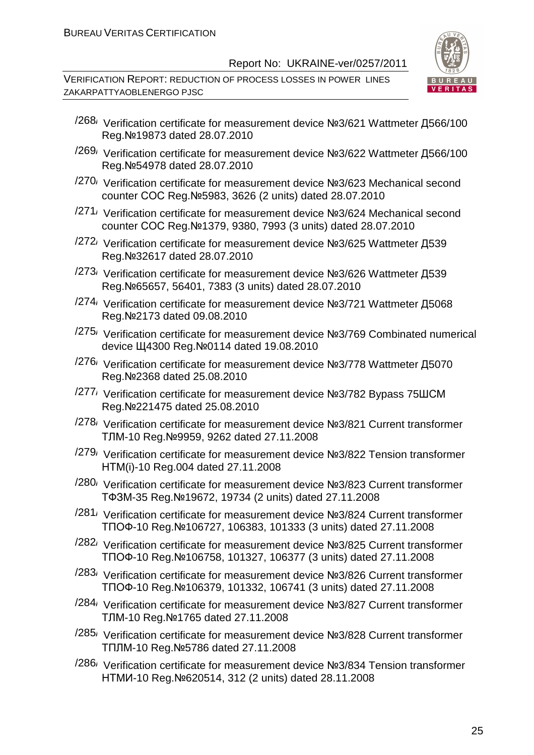/268/ Verification certificate for measurement device №3/621 Wattmeter Д566/100 Reg.№19873 dated 28.07.2010

/269/ Verification certificate for measurement device №3/622 Wattmeter Д566/100 Reg.№54978 dated 28.07.2010

/270/ Verification certificate for measurement device №3/623 Mechanical second counter СОС Reg.№5983, 3626 (2 units) dated 28.07.2010

/271/ Verification certificate for measurement device №3/624 Mechanical second counter СОС Reg.№1379, 9380, 7993 (3 units) dated 28.07.2010

/272/ Verification certificate for measurement device №3/625 Wattmeter Д539 Reg.№32617 dated 28.07.2010

/273/ Verification certificate for measurement device №3/626 Wattmeter Д539 Reg.№65657, 56401, 7383 (3 units) dated 28.07.2010

/274/ Verification certificate for measurement device №3/721 Wattmeter Д5068 Reg.№2173 dated 09.08.2010

/275/ Verification certificate for measurement device №3/769 Combinated numerical device Щ4300 Reg.№0114 dated 19.08.2010

/276/ Verification certificate for measurement device №3/778 Wattmeter Д5070 Reg.№2368 dated 25.08.2010

/277/ Verification certificate for measurement device №3/782 Bypass 75ШСМ Reg.№221475 dated 25.08.2010

/278/ Verification certificate for measurement device №3/821 Current transformer ТЛМ-10 Reg.№9959, 9262 dated 27.11.2008

/279/ Verification certificate for measurement device №3/822 Tension transformer НТМ(і)-10 Reg.004 dated 27.11.2008

/280/ Verification certificate for measurement device №3/823 Current transformer ТФЗМ-35 Reg.№19672, 19734 (2 units) dated 27.11.2008

/281/ Verification certificate for measurement device №3/824 Current transformer ТПОФ-10 Reg.№106727, 106383, 101333 (3 units) dated 27.11.2008

/282/ Verification certificate for measurement device №3/825 Current transformer ТПОФ-10 Reg.№106758, 101327, 106377 (3 units) dated 27.11.2008

/283/ Verification certificate for measurement device №3/826 Current transformer ТПОФ-10 Reg.№106379, 101332, 106741 (3 units) dated 27.11.2008

/284/ Verification certificate for measurement device №3/827 Current transformer ТЛМ-10 Reg.№1765 dated 27.11.2008

/285/ Verification certificate for measurement device №3/828 Current transformer ТПЛМ-10 Reg.№5786 dated 27.11.2008

/286/ Verification certificate for measurement device №3/834 Tension transformer НТМИ-10 Reg.№620514, 312 (2 units) dated 28.11.2008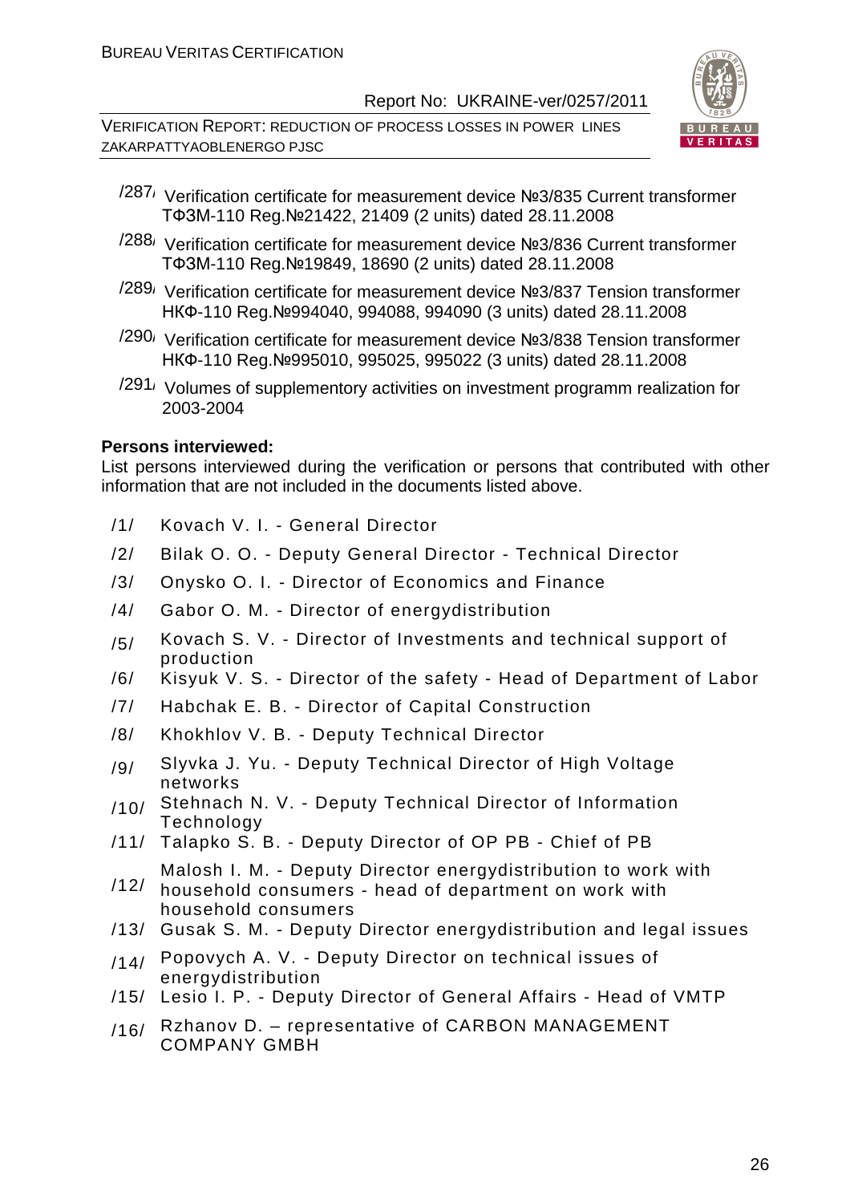/287/ Verification certificate for measurement device №3/835 Current transformer ТФЗМ-110 Reg.№21422, 21409 (2 units) dated 28.11.2008

/288/ Verification certificate for measurement device №3/836 Current transformer ТФЗМ-110 Reg.№19849, 18690 (2 units) dated 28.11.2008

/289/ Verification certificate for measurement device №3/837 Tension transformer НКФ-110 Reg.№994040, 994088, 994090 (3 units) dated 28.11.2008

/290/ Verification certificate for measurement device №3/838 Tension transformer НКФ-110 Reg.№995010, 995025, 995022 (3 units) dated 28.11.2008

/291/ Volumes of supplementory activities on investment programm realization for 2003-2004

**Persons interviewed:**

List persons interviewed during the verification or persons that contributed with other information that are not included in the documents listed above.

/1/ Kovach V. I. - General Director

/2/ Bilak O. O. - Deputy General Director - Technical Director

/3/ Onysko O. I. - Director of Economics and Finance

/4/ Gabor O. M. - Director of energydistribution

/5/ Kovach S. V. - Director of Investments and technical support of production

/6/ Kisyuk V. S. - Director of the safety - Head of Department of Labor

/7/ Habchak E. B. - Director of Capital Construction

/8/ Khokhlov V. B. - Deputy Technical Director

/9/ Slyvka J. Yu. - Deputy Technical Director of High Voltage networks

/10/ Stehnach N. V. - Deputy Technical Director of Information Technology

/11/ Talapko S. B. - Deputy Director of OP PB - Chief of PB

/12/ Malosh I. M. - Deputy Director energydistribution to work with household consumers - head of department on work with household consumers

/13/ Gusak S. M. - Deputy Director energydistribution and legal issues

/14/ Popovych A. V. - Deputy Director on technical issues of energydistribution

/15/ Lesio I. P. - Deputy Director of General Affairs - Head of VMTP

/16/ Rzhanov D. – representative of CARBON MANAGEMENT COMPANY GMBH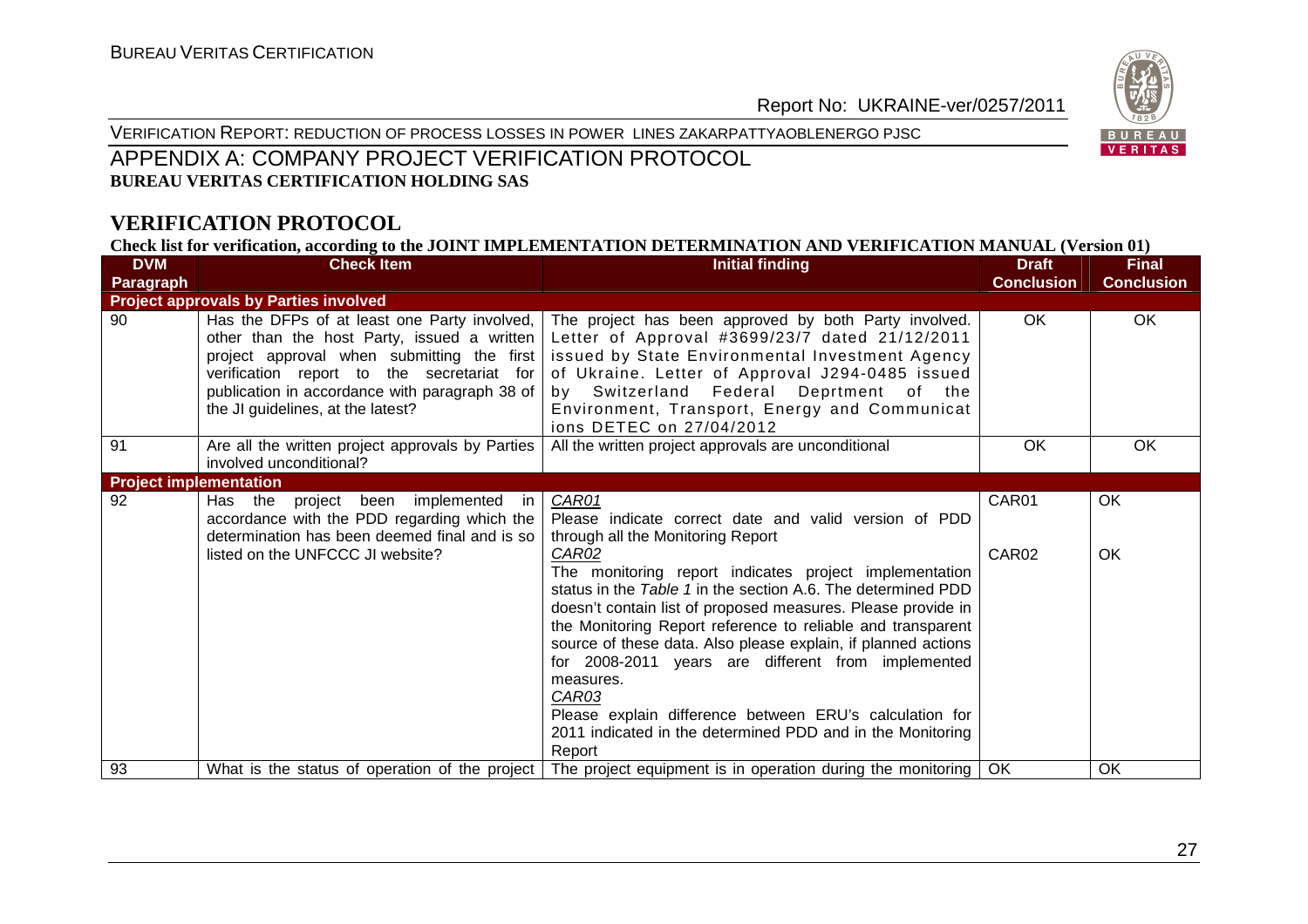## APPENDIX A: COMPANY PROJECT VERIFICATION PROTOCOL

**BUREAU VERITAS CERTIFICATION HOLDING SAS**

## VERIFICATION PROTOCOL

**Check list for verification, according to the JOINT IMPLEMENTATION DETERMINATION AND VERIFICATION MANUAL (Version 01)**

| DVM Paragraph | Check Item | Initial finding | Draft Conclusion | Final Conclusion |
|---|---|---|---|---|
| **Project approvals by Parties involved** | | | | |
| 90 | Has the DFPs of at least one Party involved, other than the host Party, issued a written project approval when submitting the first verification report to the secretariat for publication in accordance with paragraph 38 of the JI guidelines, at the latest? | The project has been approved by both Party involved. Letter of Approval #3699/23/7 dated 21/12/2011 issued by State Environmental Investment Agency of Ukraine. Letter of Approval J294-0485 issued by Switzerland Federal Deprtment of the Environment, Transport, Energy and Communicat ions DETEC on 27/04/2012 | OK | OK |
| 91 | Are all the written project approvals by Parties involved unconditional? | All the written project approvals are unconditional | OK | OK |
| **Project implementation** | | | | |
| 92 | Has the project been implemented in accordance with the PDD regarding which the determination has been deemed final and is so listed on the UNFCCC JI website? | _CAR01_<br>Please indicate correct date and valid version of PDD through all the Monitoring Report<br>_CAR02_<br>The monitoring report indicates project implementation status in the _Table 1_ in the section A.6. The determined PDD doesn't contain list of proposed measures. Please provide in the Monitoring Report reference to reliable and transparent source of these data. Also please explain, if planned actions for 2008-2011 years are different from implemented measures.<br>_CAR03_<br>Please explain difference between ERU's calculation for 2011 indicated in the determined PDD and in the Monitoring Report | CAR01<br><br>CAR02 | OK<br><br>OK |
| 93 | What is the status of operation of the project | The project equipment is in operation during the monitoring | OK | OK |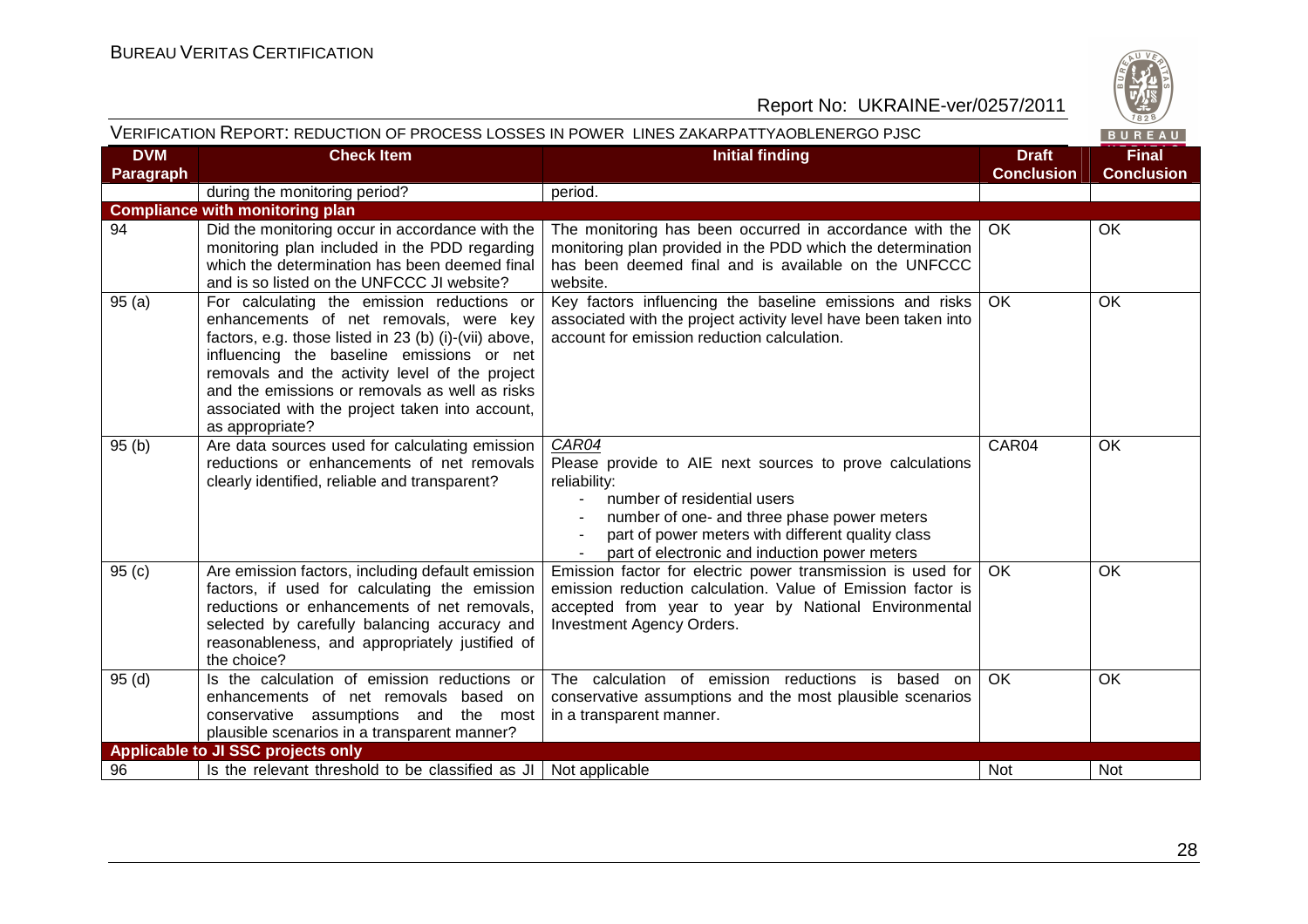| DVM Paragraph | Check Item | Initial finding | Draft Conclusion | Final Conclusion |
|---|---|---|---|---|
| | during the monitoring period? | period. | | |
| **Compliance with monitoring plan** | | | | |
| 94 | Did the monitoring occur in accordance with the monitoring plan included in the PDD regarding which the determination has been deemed final and is so listed on the UNFCCC JI website? | The monitoring has been occurred in accordance with the monitoring plan provided in the PDD which the determination has been deemed final and is available on the UNFCCC website. | OK | OK |
| 95 (a) | For calculating the emission reductions or enhancements of net removals, were key factors, e.g. those listed in 23 (b) (i)-(vii) above, influencing the baseline emissions or net removals and the activity level of the project and the emissions or removals as well as risks associated with the project taken into account, as appropriate? | Key factors influencing the baseline emissions and risks associated with the project activity level have been taken into account for emission reduction calculation. | OK | OK |
| 95 (b) | Are data sources used for calculating emission reductions or enhancements of net removals clearly identified, reliable and transparent? | *CAR04*<br>Please provide to AIE next sources to prove calculations reliability:<br>- number of residential users<br>- number of one- and three phase power meters<br>- part of power meters with different quality class<br>- part of electronic and induction power meters | CAR04 | OK |
| 95 (c) | Are emission factors, including default emission factors, if used for calculating the emission reductions or enhancements of net removals, selected by carefully balancing accuracy and reasonableness, and appropriately justified of the choice? | Emission factor for electric power transmission is used for emission reduction calculation. Value of Emission factor is accepted from year to year by National Environmental Investment Agency Orders. | OK | OK |
| 95 (d) | Is the calculation of emission reductions or enhancements of net removals based on conservative assumptions and the most plausible scenarios in a transparent manner? | The calculation of emission reductions is based on conservative assumptions and the most plausible scenarios in a transparent manner. | OK | OK |
| **Applicable to JI SSC projects only** | | | | |
| 96 | Is the relevant threshold to be classified as JI | Not applicable | Not | Not |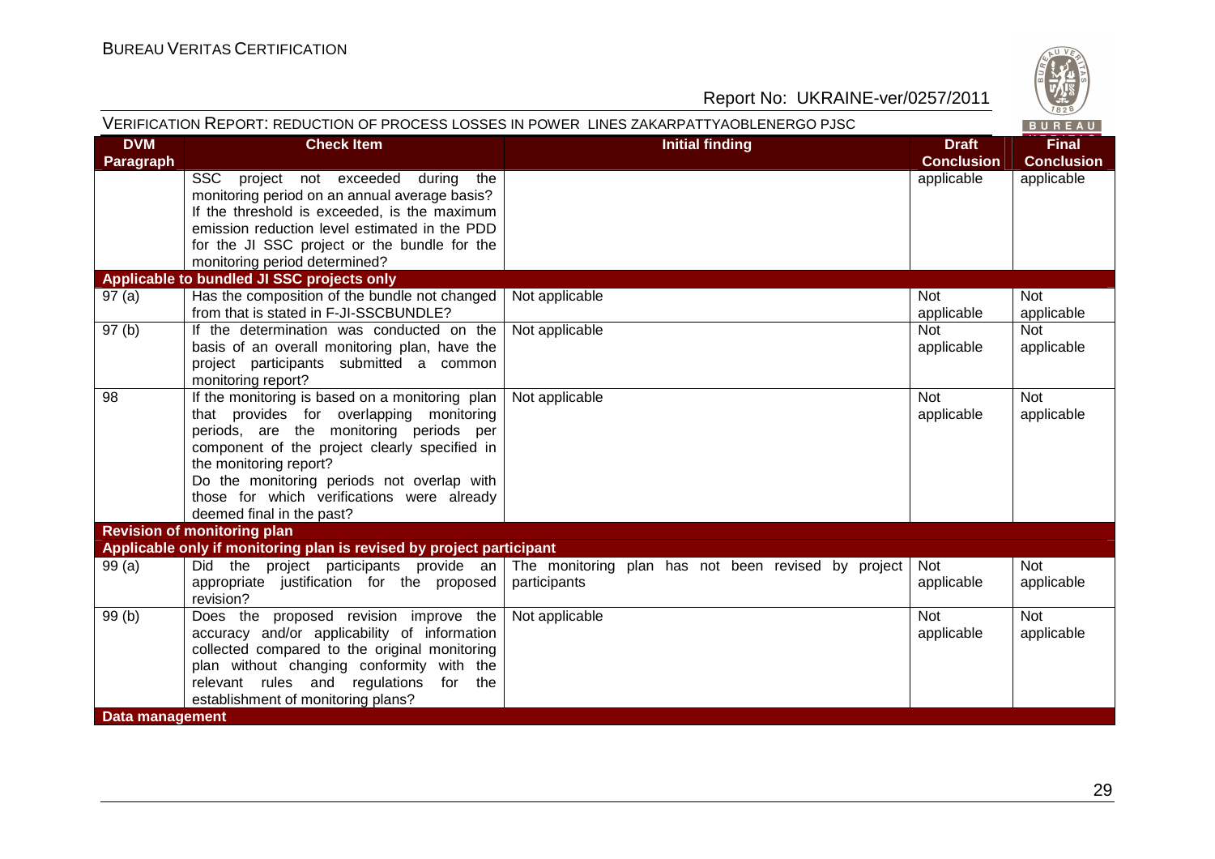VERIFICATION REPORT: REDUCTION OF PROCESS LOSSES IN POWER LINES ZAKARPATTYAOBLENERGO PJSC

| DVM Paragraph | Check Item | Initial finding | Draft Conclusion | Final Conclusion |
|---|---|---|---|---|
| | SSC project not exceeded during the monitoring period on an annual average basis? If the threshold is exceeded, is the maximum emission reduction level estimated in the PDD for the JI SSC project or the bundle for the monitoring period determined? | | applicable | applicable |
| **Applicable to bundled JI SSC projects only** | | | | |
| 97 (a) | Has the composition of the bundle not changed from that is stated in F-JI-SSCBUNDLE? | Not applicable | Not applicable | Not applicable |
| 97 (b) | If the determination was conducted on the basis of an overall monitoring plan, have the project participants submitted a common monitoring report? | Not applicable | Not applicable | Not applicable |
| 98 | If the monitoring is based on a monitoring plan that provides for overlapping monitoring periods, are the monitoring periods per component of the project clearly specified in the monitoring report? Do the monitoring periods not overlap with those for which verifications were already deemed final in the past? | Not applicable | Not applicable | Not applicable |
| **Revision of monitoring plan** | | | | |
| **Applicable only if monitoring plan is revised by project participant** | | | | |
| 99 (a) | Did the project participants provide an appropriate justification for the proposed revision? | The monitoring plan has not been revised by project participants | Not applicable | Not applicable |
| 99 (b) | Does the proposed revision improve the accuracy and/or applicability of information collected compared to the original monitoring plan without changing conformity with the relevant rules and regulations for the establishment of monitoring plans? | Not applicable | Not applicable | Not applicable |
| **Data management** | | | | |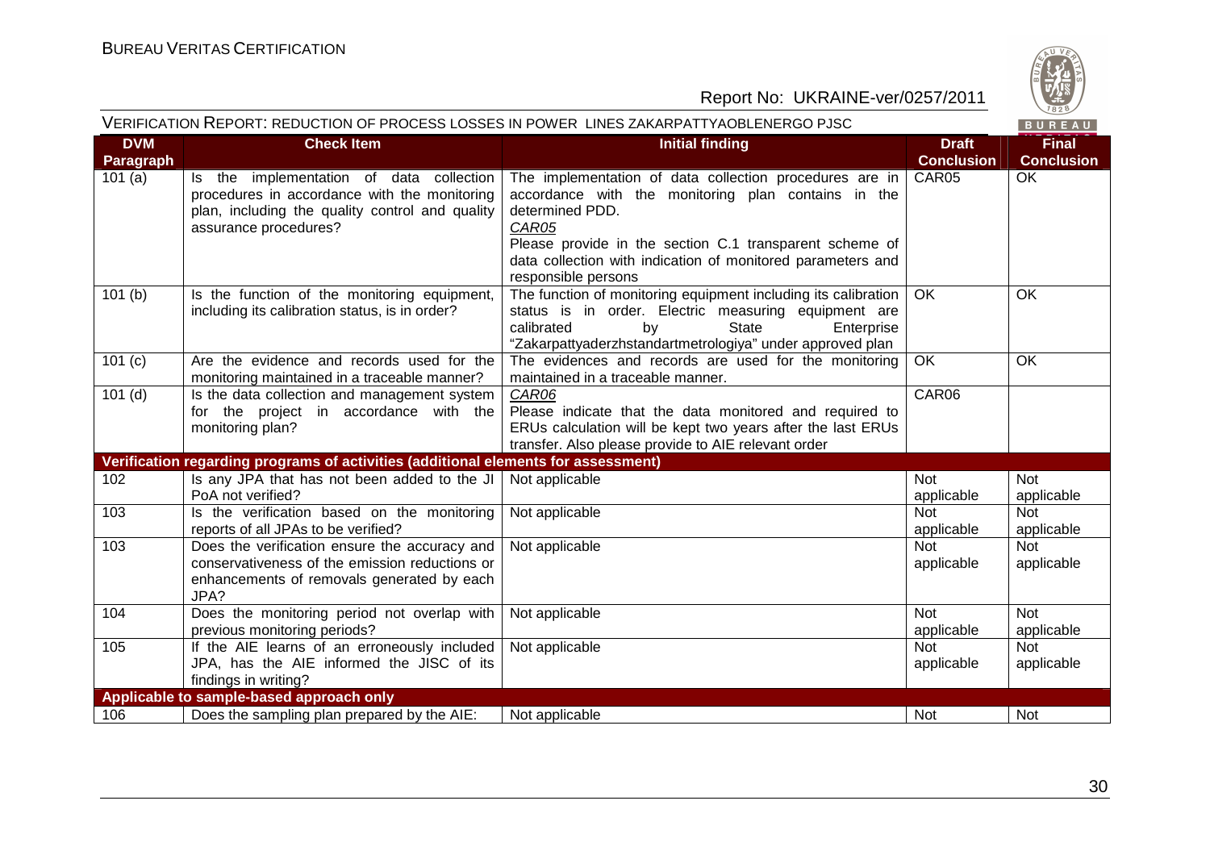| DVM Paragraph | Check Item | Initial finding | Draft Conclusion | Final Conclusion |
|---|---|---|---|---|
| 101 (a) | Is the implementation of data collection procedures in accordance with the monitoring plan, including the quality control and quality assurance procedures? | The implementation of data collection procedures are in accordance with the monitoring plan contains in the determined PDD.<br>*CAR05*<br>Please provide in the section C.1 transparent scheme of data collection with indication of monitored parameters and responsible persons | CAR05 | OK |
| 101 (b) | Is the function of the monitoring equipment, including its calibration status, is in order? | The function of monitoring equipment including its calibration status is in order. Electric measuring equipment are calibrated by State Enterprise "Zakarpattyaderzhstandartmetrologiya" under approved plan | OK | OK |
| 101 (c) | Are the evidence and records used for the monitoring maintained in a traceable manner? | The evidences and records are used for the monitoring maintained in a traceable manner. | OK | OK |
| 101 (d) | Is the data collection and management system for the project in accordance with the monitoring plan? | *CAR06*<br>Please indicate that the data monitored and required to ERUs calculation will be kept two years after the last ERUs transfer. Also please provide to AIE relevant order | CAR06 | |
| **Verification regarding programs of activities (additional elements for assessment)** | | | | |
| 102 | Is any JPA that has not been added to the JI PoA not verified? | Not applicable | Not applicable | Not applicable |
| 103 | Is the verification based on the monitoring reports of all JPAs to be verified? | Not applicable | Not applicable | Not applicable |
| 103 | Does the verification ensure the accuracy and conservativeness of the emission reductions or enhancements of removals generated by each JPA? | Not applicable | Not applicable | Not applicable |
| 104 | Does the monitoring period not overlap with previous monitoring periods? | Not applicable | Not applicable | Not applicable |
| 105 | If the AIE learns of an erroneously included JPA, has the AIE informed the JISC of its findings in writing? | Not applicable | Not applicable | Not applicable |
| **Applicable to sample-based approach only** | | | | |
| 106 | Does the sampling plan prepared by the AIE: | Not applicable | Not | Not |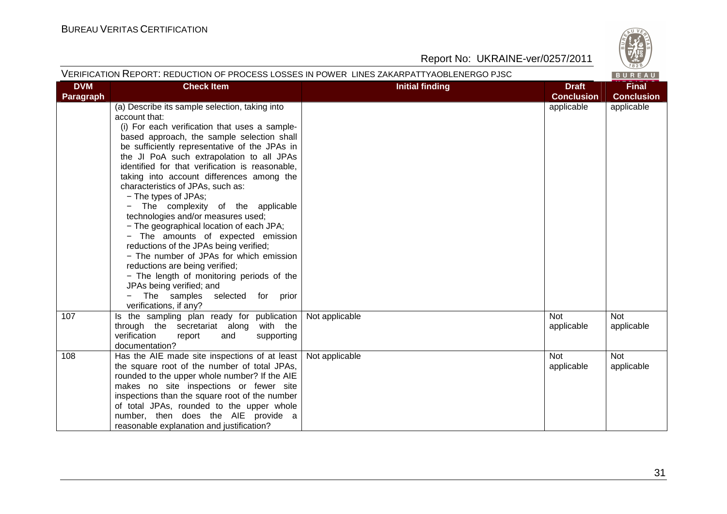| DVM Paragraph | Check Item | Initial finding | Draft Conclusion | Final Conclusion |
|---|---|---|---|---|
| | (a) Describe its sample selection, taking into account that:<br>(i) For each verification that uses a sample-based approach, the sample selection shall be sufficiently representative of the JPAs in the JI PoA such extrapolation to all JPAs identified for that verification is reasonable, taking into account differences among the characteristics of JPAs, such as:<br>− The types of JPAs;<br>− The complexity of the applicable technologies and/or measures used;<br>− The geographical location of each JPA;<br>− The amounts of expected emission reductions of the JPAs being verified;<br>− The number of JPAs for which emission reductions are being verified;<br>− The length of monitoring periods of the JPAs being verified; and<br>− The samples selected for prior verifications, if any? | | applicable | applicable |
| 107 | Is the sampling plan ready for publication through the secretariat along with the verification report and supporting documentation? | Not applicable | Not applicable | Not applicable |
| 108 | Has the AIE made site inspections of at least the square root of the number of total JPAs, rounded to the upper whole number? If the AIE makes no site inspections or fewer site inspections than the square root of the number of total JPAs, rounded to the upper whole number, then does the AIE provide a reasonable explanation and justification? | Not applicable | Not applicable | Not applicable |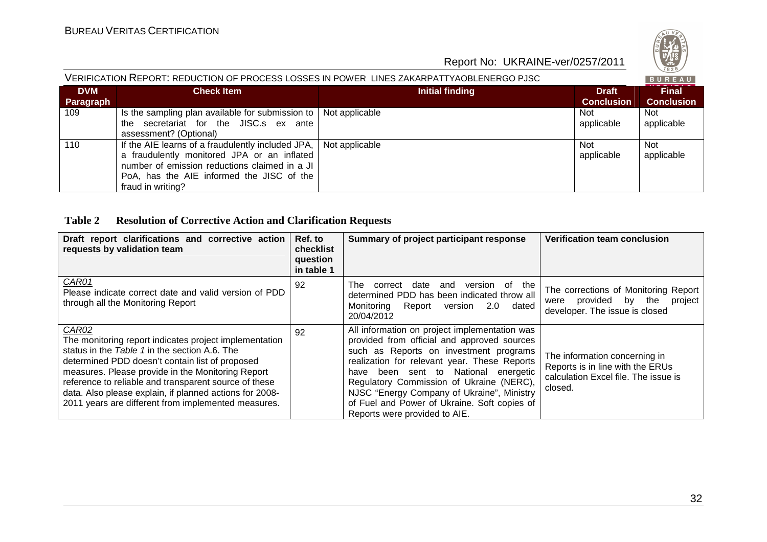| DVM Paragraph | Check Item | Initial finding | Draft Conclusion | Final Conclusion |
|---|---|---|---|---|
| 109 | Is the sampling plan available for submission to the secretariat for the JISC.s ex ante assessment? (Optional) | Not applicable | Not applicable | Not applicable |
| 110 | If the AIE learns of a fraudulently included JPA, a fraudulently monitored JPA or an inflated number of emission reductions claimed in a JI PoA, has the AIE informed the JISC of the fraud in writing? | Not applicable | Not applicable | Not applicable |

**Table 2 Resolution of Corrective Action and Clarification Requests**

| Draft report clarifications and corrective action requests by validation team | Ref. to checklist question in table 1 | Summary of project participant response | Verification team conclusion |
|---|---|---|---|
| CAR01<br>Please indicate correct date and valid version of PDD through all the Monitoring Report | 92 | The correct date and version of the determined PDD has been indicated throw all Monitoring Report version 2.0 dated 20/04/2012 | The corrections of Monitoring Report were provided by the project developer. The issue is closed |
| CAR02<br>The monitoring report indicates project implementation status in the *Table 1* in the section A.6. The determined PDD doesn't contain list of proposed measures. Please provide in the Monitoring Report reference to reliable and transparent source of these data. Also please explain, if planned actions for 2008-2011 years are different from implemented measures. | 92 | All information on project implementation was provided from official and approved sources such as Reports on investment programs realization for relevant year. These Reports have been sent to National energetic Regulatory Commission of Ukraine (NERC), NJSC "Energy Company of Ukraine", Ministry of Fuel and Power of Ukraine. Soft copies of Reports were provided to AIE. | The information concerning in Reports is in line with the ERUs calculation Excel file. The issue is closed. |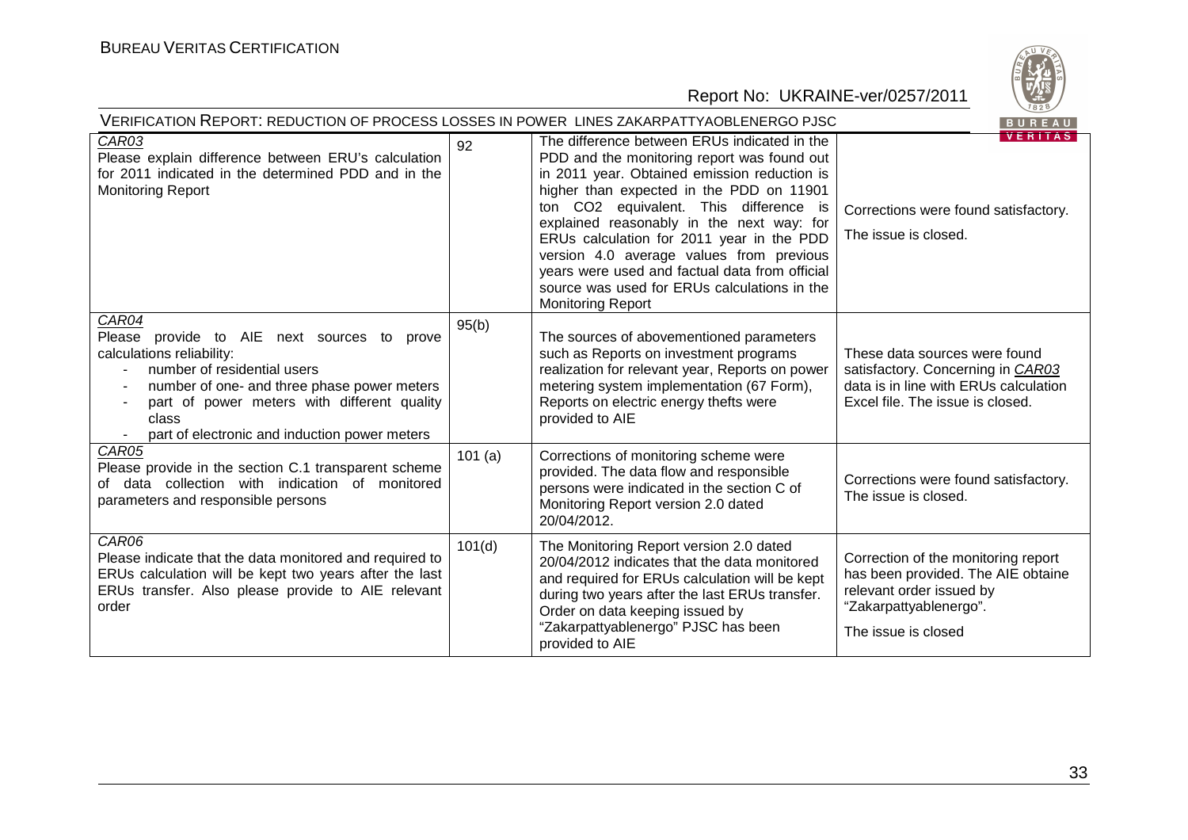| | | | |
|---|---|---|---|
| CAR03<br>Please explain difference between ERU's calculation for 2011 indicated in the determined PDD and in the Monitoring Report | 92 | The difference between ERUs indicated in the PDD and the monitoring report was found out in 2011 year. Obtained emission reduction is higher than expected in the PDD on 11901 ton CO2 equivalent. This difference is explained reasonably in the next way: for ERUs calculation for 2011 year in the PDD version 4.0 average values from previous years were used and factual data from official source was used for ERUs calculations in the Monitoring Report | Corrections were found satisfactory.<br>The issue is closed. |
| CAR04<br>Please provide to AIE next sources to prove calculations reliability:<br>- number of residential users<br>- number of one- and three phase power meters<br>- part of power meters with different quality class<br>- part of electronic and induction power meters | 95(b) | The sources of abovementioned parameters such as Reports on investment programs realization for relevant year, Reports on power metering system implementation (67 Form), Reports on electric energy thefts were provided to AIE | These data sources were found satisfactory. Concerning in CAR03 data is in line with ERUs calculation Excel file. The issue is closed. |
| CAR05<br>Please provide in the section C.1 transparent scheme of data collection with indication of monitored parameters and responsible persons | 101 (a) | Corrections of monitoring scheme were provided. The data flow and responsible persons were indicated in the section C of Monitoring Report version 2.0 dated 20/04/2012. | Corrections were found satisfactory.<br>The issue is closed. |
| CAR06<br>Please indicate that the data monitored and required to ERUs calculation will be kept two years after the last ERUs transfer. Also please provide to AIE relevant order | 101(d) | The Monitoring Report version 2.0 dated 20/04/2012 indicates that the data monitored and required for ERUs calculation will be kept during two years after the last ERUs transfer. Order on data keeping issued by "Zakarpattyablenergo" PJSC has been provided to AIE | Correction of the monitoring report has been provided. The AIE obtaine relevant order issued by "Zakarpattyablenergo".<br>The issue is closed |